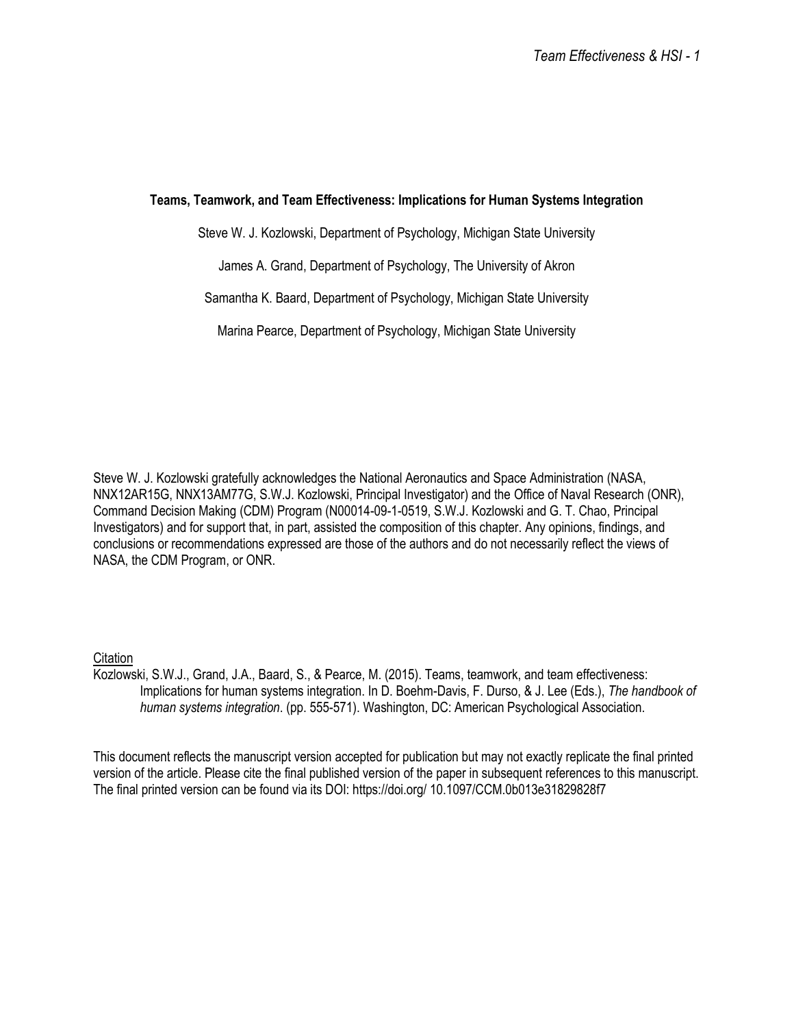**Teams, Teamwork, and Team Effectiveness: Implications for Human Systems Integration**

Steve W. J. Kozlowski, Department of Psychology, Michigan State University

James A. Grand, Department of Psychology, The University of Akron

Samantha K. Baard, Department of Psychology, Michigan State University

Marina Pearce, Department of Psychology, Michigan State University

Steve W. J. Kozlowski gratefully acknowledges the National Aeronautics and Space Administration (NASA, NNX12AR15G, NNX13AM77G, S.W.J. Kozlowski, Principal Investigator) and the Office of Naval Research (ONR), Command Decision Making (CDM) Program (N00014-09-1-0519, S.W.J. Kozlowski and G. T. Chao, Principal Investigators) and for support that, in part, assisted the composition of this chapter. Any opinions, findings, and conclusions or recommendations expressed are those of the authors and do not necessarily reflect the views of NASA, the CDM Program, or ONR.

Citation

Kozlowski, S.W.J., Grand, J.A., Baard, S., & Pearce, M. (2015). Teams, teamwork, and team effectiveness: Implications for human systems integration. In D. Boehm-Davis, F. Durso, & J. Lee (Eds.), *The handbook of human systems integration*. (pp. 555-571). Washington, DC: American Psychological Association.

This document reflects the manuscript version accepted for publication but may not exactly replicate the final printed version of the article. Please cite the final published version of the paper in subsequent references to this manuscript. The final printed version can be found via its DOI: https://doi.org/ 10.1097/CCM.0b013e31829828f7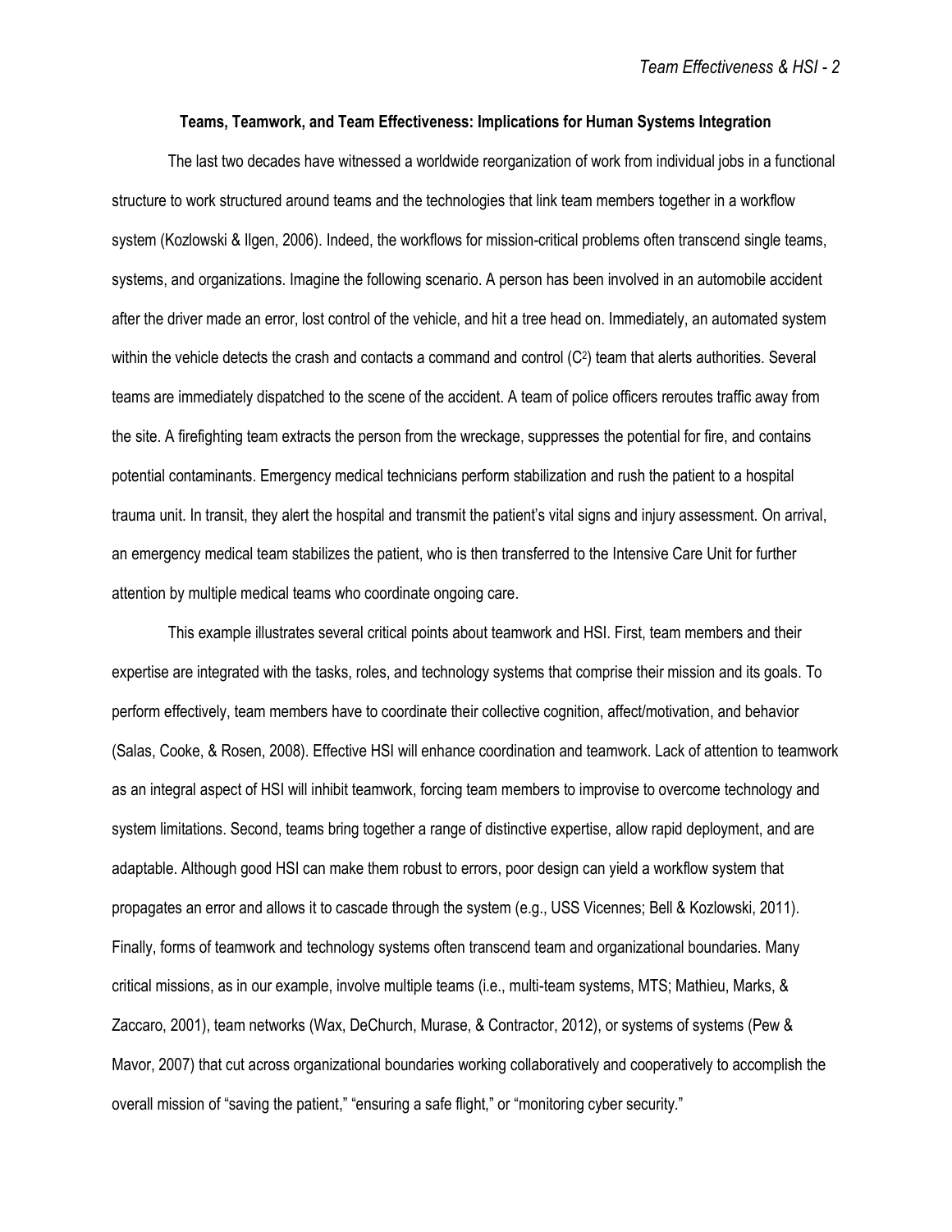**Teams, Teamwork, and Team Effectiveness: Implications for Human Systems Integration**

The last two decades have witnessed a worldwide reorganization of work from individual jobs in a functional structure to work structured around teams and the technologies that link team members together in a workflow system (Kozlowski & Ilgen, 2006). Indeed, the workflows for mission-critical problems often transcend single teams, systems, and organizations. Imagine the following scenario. A person has been involved in an automobile accident after the driver made an error, lost control of the vehicle, and hit a tree head on. Immediately, an automated system within the vehicle detects the crash and contacts a command and control ($C^2$) team that alerts authorities. Several teams are immediately dispatched to the scene of the accident. A team of police officers reroutes traffic away from the site. A firefighting team extracts the person from the wreckage, suppresses the potential for fire, and contains potential contaminants. Emergency medical technicians perform stabilization and rush the patient to a hospital trauma unit. In transit, they alert the hospital and transmit the patient's vital signs and injury assessment. On arrival, an emergency medical team stabilizes the patient, who is then transferred to the Intensive Care Unit for further attention by multiple medical teams who coordinate ongoing care.

This example illustrates several critical points about teamwork and HSI. First, team members and their expertise are integrated with the tasks, roles, and technology systems that comprise their mission and its goals. To perform effectively, team members have to coordinate their collective cognition, affect/motivation, and behavior (Salas, Cooke, & Rosen, 2008). Effective HSI will enhance coordination and teamwork. Lack of attention to teamwork as an integral aspect of HSI will inhibit teamwork, forcing team members to improvise to overcome technology and system limitations. Second, teams bring together a range of distinctive expertise, allow rapid deployment, and are adaptable. Although good HSI can make them robust to errors, poor design can yield a workflow system that propagates an error and allows it to cascade through the system (e.g., USS Vicennes; Bell & Kozlowski, 2011). Finally, forms of teamwork and technology systems often transcend team and organizational boundaries. Many critical missions, as in our example, involve multiple teams (i.e., multi-team systems, MTS; Mathieu, Marks, & Zaccaro, 2001), team networks (Wax, DeChurch, Murase, & Contractor, 2012), or systems of systems (Pew & Mavor, 2007) that cut across organizational boundaries working collaboratively and cooperatively to accomplish the overall mission of "saving the patient," "ensuring a safe flight," or "monitoring cyber security."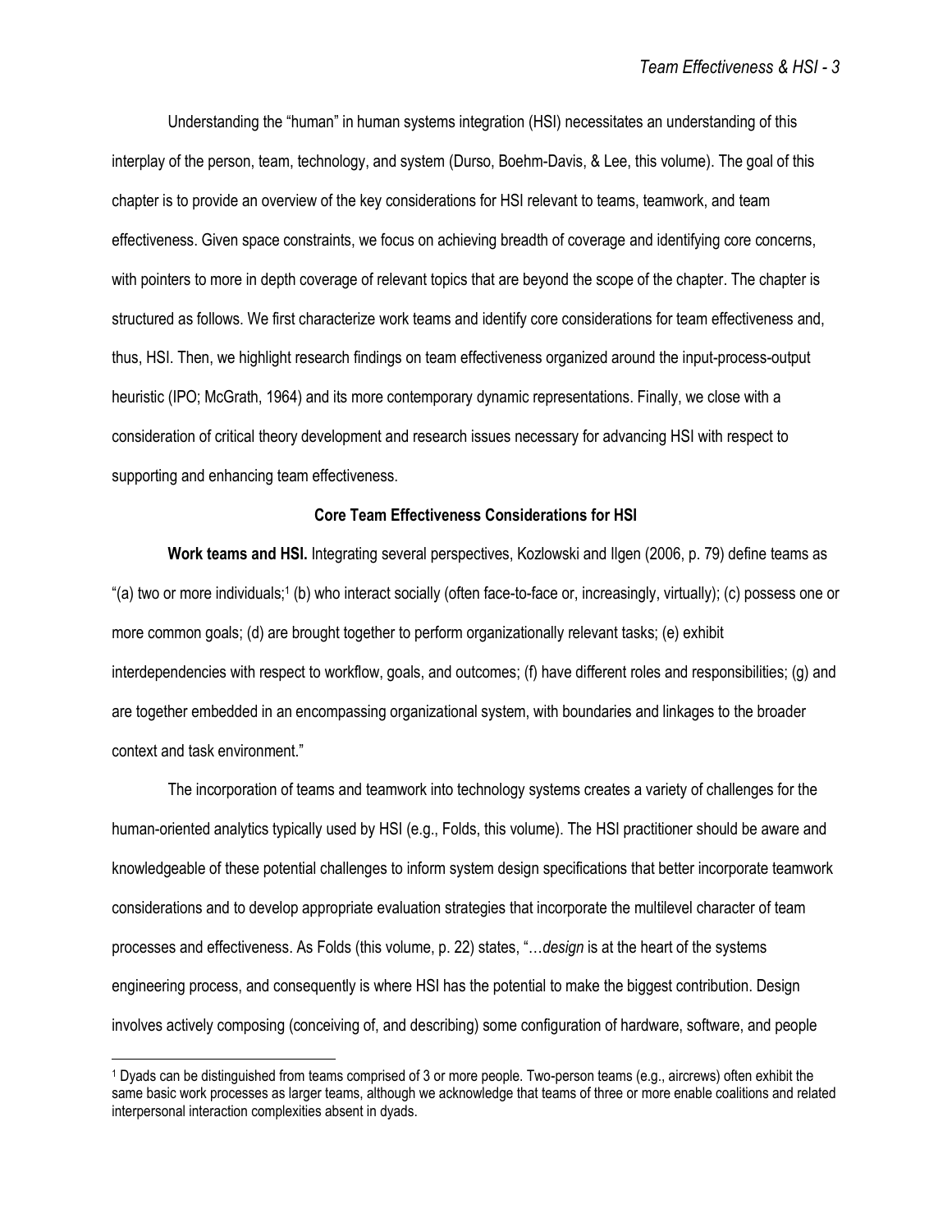Understanding the "human" in human systems integration (HSI) necessitates an understanding of this interplay of the person, team, technology, and system (Durso, Boehm-Davis, & Lee, this volume). The goal of this chapter is to provide an overview of the key considerations for HSI relevant to teams, teamwork, and team effectiveness. Given space constraints, we focus on achieving breadth of coverage and identifying core concerns, with pointers to more in depth coverage of relevant topics that are beyond the scope of the chapter. The chapter is structured as follows. We first characterize work teams and identify core considerations for team effectiveness and, thus, HSI. Then, we highlight research findings on team effectiveness organized around the input-process-output heuristic (IPO; McGrath, 1964) and its more contemporary dynamic representations. Finally, we close with a consideration of critical theory development and research issues necessary for advancing HSI with respect to supporting and enhancing team effectiveness.

## Core Team Effectiveness Considerations for HSI

**Work teams and HSI.** Integrating several perspectives, Kozlowski and Ilgen (2006, p. 79) define teams as "(a) two or more individuals;[1] (b) who interact socially (often face-to-face or, increasingly, virtually); (c) possess one or more common goals; (d) are brought together to perform organizationally relevant tasks; (e) exhibit interdependencies with respect to workflow, goals, and outcomes; (f) have different roles and responsibilities; (g) and are together embedded in an encompassing organizational system, with boundaries and linkages to the broader context and task environment."

The incorporation of teams and teamwork into technology systems creates a variety of challenges for the human-oriented analytics typically used by HSI (e.g., Folds, this volume). The HSI practitioner should be aware and knowledgeable of these potential challenges to inform system design specifications that better incorporate teamwork considerations and to develop appropriate evaluation strategies that incorporate the multilevel character of team processes and effectiveness. As Folds (this volume, p. 22) states, "…*design* is at the heart of the systems engineering process, and consequently is where HSI has the potential to make the biggest contribution. Design involves actively composing (conceiving of, and describing) some configuration of hardware, software, and people

[1] Dyads can be distinguished from teams comprised of 3 or more people. Two-person teams (e.g., aircrews) often exhibit the same basic work processes as larger teams, although we acknowledge that teams of three or more enable coalitions and related interpersonal interaction complexities absent in dyads.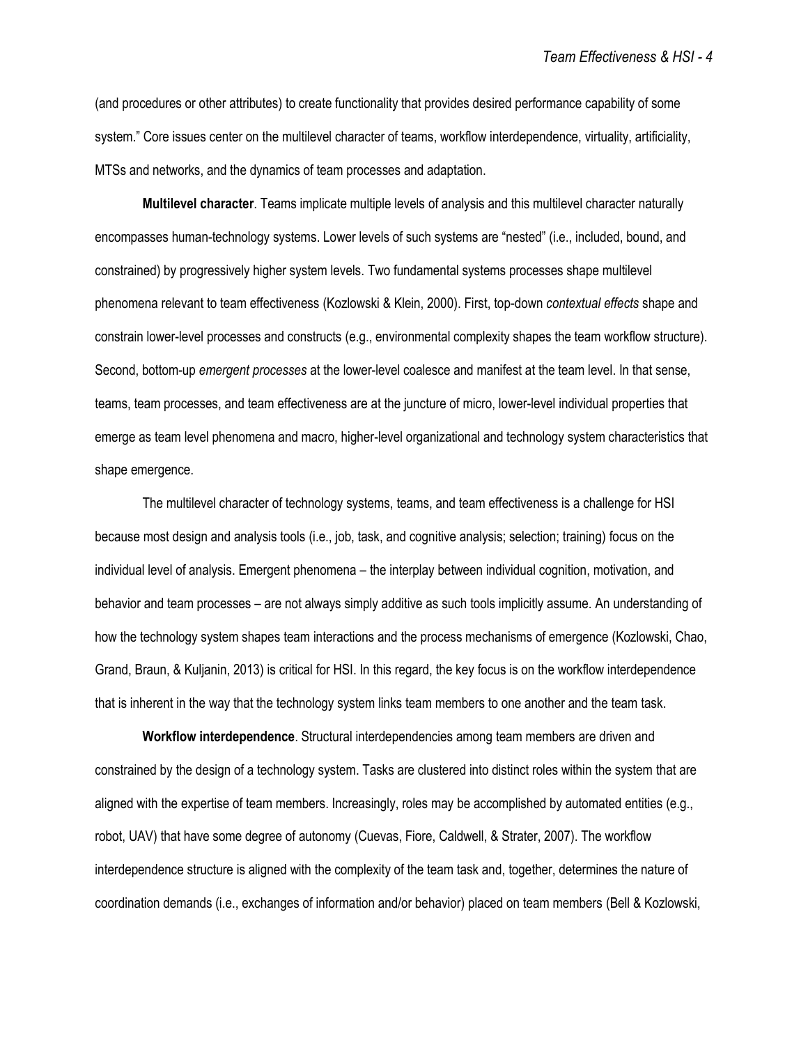(and procedures or other attributes) to create functionality that provides desired performance capability of some system." Core issues center on the multilevel character of teams, workflow interdependence, virtuality, artificiality, MTSs and networks, and the dynamics of team processes and adaptation.

**Multilevel character**. Teams implicate multiple levels of analysis and this multilevel character naturally encompasses human-technology systems. Lower levels of such systems are "nested" (i.e., included, bound, and constrained) by progressively higher system levels. Two fundamental systems processes shape multilevel phenomena relevant to team effectiveness (Kozlowski & Klein, 2000). First, top-down *contextual effects* shape and constrain lower-level processes and constructs (e.g., environmental complexity shapes the team workflow structure). Second, bottom-up *emergent processes* at the lower-level coalesce and manifest at the team level. In that sense, teams, team processes, and team effectiveness are at the juncture of micro, lower-level individual properties that emerge as team level phenomena and macro, higher-level organizational and technology system characteristics that shape emergence.

The multilevel character of technology systems, teams, and team effectiveness is a challenge for HSI because most design and analysis tools (i.e., job, task, and cognitive analysis; selection; training) focus on the individual level of analysis. Emergent phenomena – the interplay between individual cognition, motivation, and behavior and team processes – are not always simply additive as such tools implicitly assume. An understanding of how the technology system shapes team interactions and the process mechanisms of emergence (Kozlowski, Chao, Grand, Braun, & Kuljanin, 2013) is critical for HSI. In this regard, the key focus is on the workflow interdependence that is inherent in the way that the technology system links team members to one another and the team task.

**Workflow interdependence**. Structural interdependencies among team members are driven and constrained by the design of a technology system. Tasks are clustered into distinct roles within the system that are aligned with the expertise of team members. Increasingly, roles may be accomplished by automated entities (e.g., robot, UAV) that have some degree of autonomy (Cuevas, Fiore, Caldwell, & Strater, 2007). The workflow interdependence structure is aligned with the complexity of the team task and, together, determines the nature of coordination demands (i.e., exchanges of information and/or behavior) placed on team members (Bell & Kozlowski,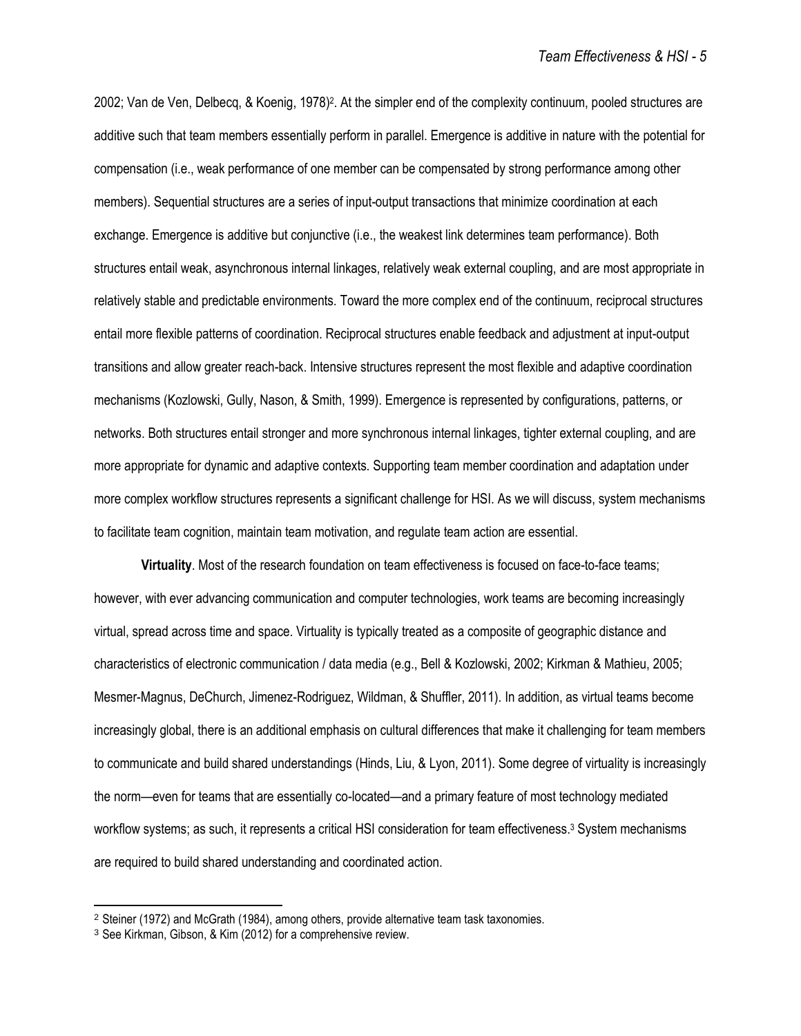2002; Van de Ven, Delbecq, & Koenig, 1978)[2]. At the simpler end of the complexity continuum, pooled structures are additive such that team members essentially perform in parallel. Emergence is additive in nature with the potential for compensation (i.e., weak performance of one member can be compensated by strong performance among other members). Sequential structures are a series of input-output transactions that minimize coordination at each exchange. Emergence is additive but conjunctive (i.e., the weakest link determines team performance). Both structures entail weak, asynchronous internal linkages, relatively weak external coupling, and are most appropriate in relatively stable and predictable environments. Toward the more complex end of the continuum, reciprocal structures entail more flexible patterns of coordination. Reciprocal structures enable feedback and adjustment at input-output transitions and allow greater reach-back. Intensive structures represent the most flexible and adaptive coordination mechanisms (Kozlowski, Gully, Nason, & Smith, 1999). Emergence is represented by configurations, patterns, or networks. Both structures entail stronger and more synchronous internal linkages, tighter external coupling, and are more appropriate for dynamic and adaptive contexts. Supporting team member coordination and adaptation under more complex workflow structures represents a significant challenge for HSI. As we will discuss, system mechanisms to facilitate team cognition, maintain team motivation, and regulate team action are essential.

**Virtuality**. Most of the research foundation on team effectiveness is focused on face-to-face teams; however, with ever advancing communication and computer technologies, work teams are becoming increasingly virtual, spread across time and space. Virtuality is typically treated as a composite of geographic distance and characteristics of electronic communication / data media (e.g., Bell & Kozlowski, 2002; Kirkman & Mathieu, 2005; Mesmer-Magnus, DeChurch, Jimenez-Rodriguez, Wildman, & Shuffler, 2011). In addition, as virtual teams become increasingly global, there is an additional emphasis on cultural differences that make it challenging for team members to communicate and build shared understandings (Hinds, Liu, & Lyon, 2011). Some degree of virtuality is increasingly the norm—even for teams that are essentially co-located—and a primary feature of most technology mediated workflow systems; as such, it represents a critical HSI consideration for team effectiveness.[3] System mechanisms are required to build shared understanding and coordinated action.

---

[2] Steiner (1972) and McGrath (1984), among others, provide alternative team task taxonomies.

[3] See Kirkman, Gibson, & Kim (2012) for a comprehensive review.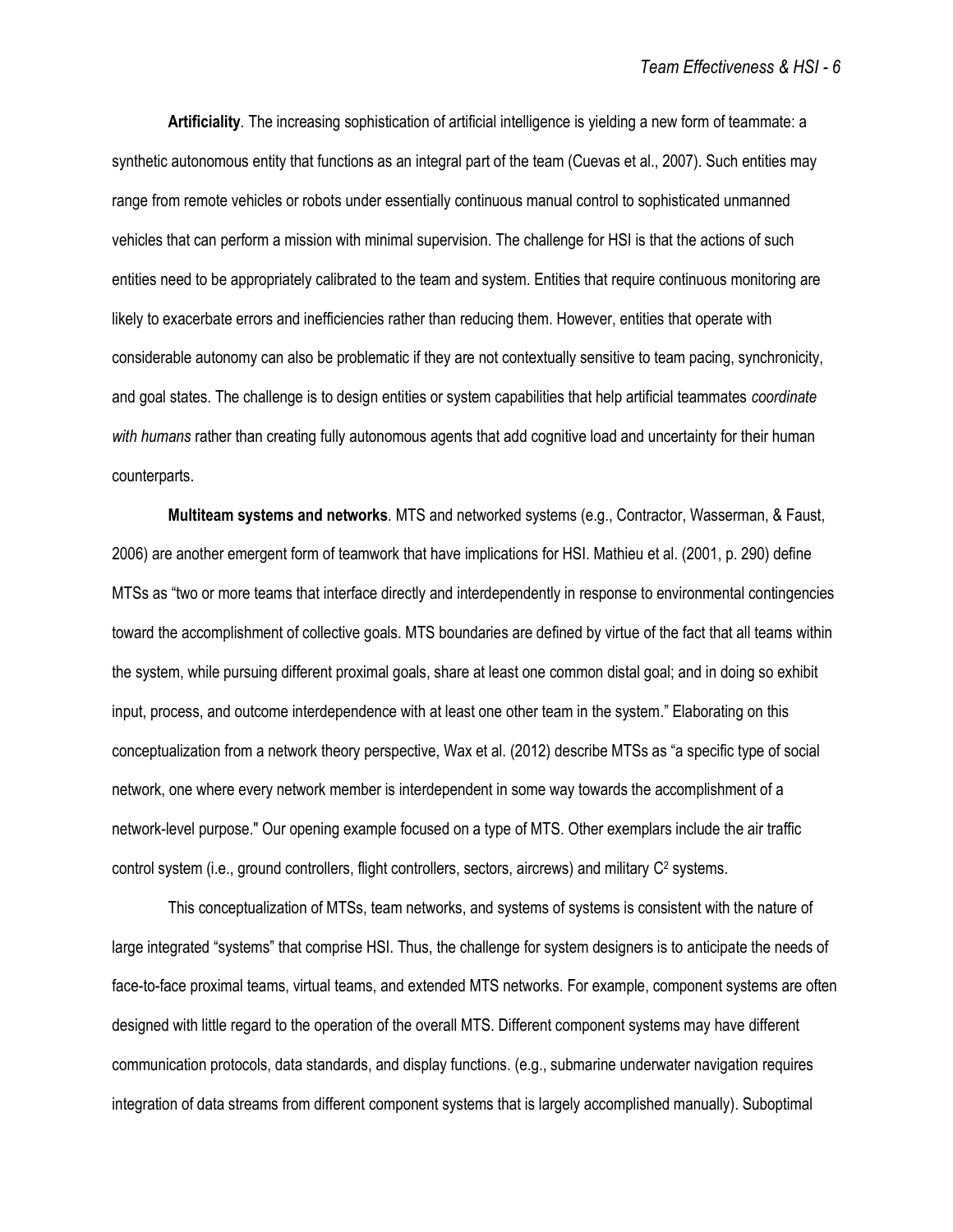**Artificiality**. The increasing sophistication of artificial intelligence is yielding a new form of teammate: a synthetic autonomous entity that functions as an integral part of the team (Cuevas et al., 2007). Such entities may range from remote vehicles or robots under essentially continuous manual control to sophisticated unmanned vehicles that can perform a mission with minimal supervision. The challenge for HSI is that the actions of such entities need to be appropriately calibrated to the team and system. Entities that require continuous monitoring are likely to exacerbate errors and inefficiencies rather than reducing them. However, entities that operate with considerable autonomy can also be problematic if they are not contextually sensitive to team pacing, synchronicity, and goal states. The challenge is to design entities or system capabilities that help artificial teammates *coordinate with humans* rather than creating fully autonomous agents that add cognitive load and uncertainty for their human counterparts.

**Multiteam systems and networks**. MTS and networked systems (e.g., Contractor, Wasserman, & Faust, 2006) are another emergent form of teamwork that have implications for HSI. Mathieu et al. (2001, p. 290) define MTSs as "two or more teams that interface directly and interdependently in response to environmental contingencies toward the accomplishment of collective goals. MTS boundaries are defined by virtue of the fact that all teams within the system, while pursuing different proximal goals, share at least one common distal goal; and in doing so exhibit input, process, and outcome interdependence with at least one other team in the system." Elaborating on this conceptualization from a network theory perspective, Wax et al. (2012) describe MTSs as "a specific type of social network, one where every network member is interdependent in some way towards the accomplishment of a network-level purpose." Our opening example focused on a type of MTS. Other exemplars include the air traffic control system (i.e., ground controllers, flight controllers, sectors, aircrews) and military $C^2$ systems.

This conceptualization of MTSs, team networks, and systems of systems is consistent with the nature of large integrated "systems" that comprise HSI. Thus, the challenge for system designers is to anticipate the needs of face-to-face proximal teams, virtual teams, and extended MTS networks. For example, component systems are often designed with little regard to the operation of the overall MTS. Different component systems may have different communication protocols, data standards, and display functions. (e.g., submarine underwater navigation requires integration of data streams from different component systems that is largely accomplished manually). Suboptimal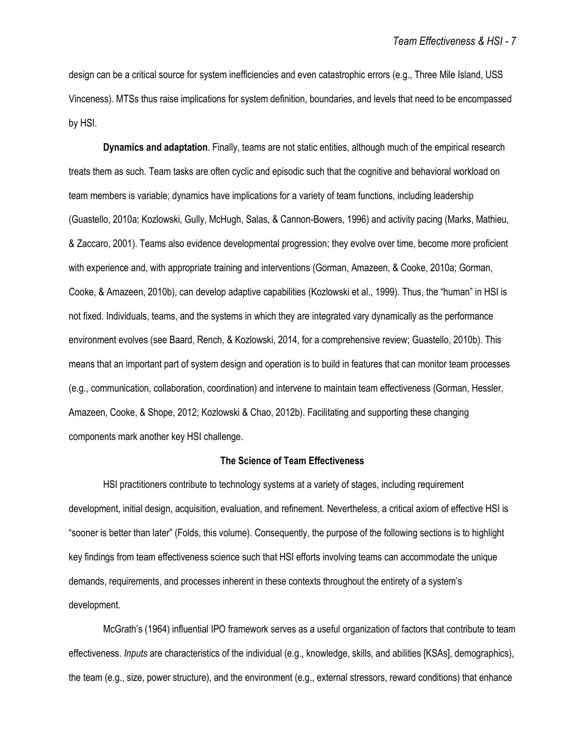design can be a critical source for system inefficiencies and even catastrophic errors (e.g., Three Mile Island, USS Vinceness). MTSs thus raise implications for system definition, boundaries, and levels that need to be encompassed by HSI.

**Dynamics and adaptation**. Finally, teams are not static entities, although much of the empirical research treats them as such. Team tasks are often cyclic and episodic such that the cognitive and behavioral workload on team members is variable; dynamics have implications for a variety of team functions, including leadership (Guastello, 2010a; Kozlowski, Gully, McHugh, Salas, & Cannon-Bowers, 1996) and activity pacing (Marks, Mathieu, & Zaccaro, 2001). Teams also evidence developmental progression; they evolve over time, become more proficient with experience and, with appropriate training and interventions (Gorman, Amazeen, & Cooke, 2010a; Gorman, Cooke, & Amazeen, 2010b), can develop adaptive capabilities (Kozlowski et al., 1999). Thus, the "human" in HSI is not fixed. Individuals, teams, and the systems in which they are integrated vary dynamically as the performance environment evolves (see Baard, Rench, & Kozlowski, 2014, for a comprehensive review; Guastello, 2010b). This means that an important part of system design and operation is to build in features that can monitor team processes (e.g., communication, collaboration, coordination) and intervene to maintain team effectiveness (Gorman, Hessler, Amazeen, Cooke, & Shope, 2012; Kozlowski & Chao, 2012b). Facilitating and supporting these changing components mark another key HSI challenge.

## The Science of Team Effectiveness

HSI practitioners contribute to technology systems at a variety of stages, including requirement development, initial design, acquisition, evaluation, and refinement. Nevertheless, a critical axiom of effective HSI is "sooner is better than later" (Folds, this volume). Consequently, the purpose of the following sections is to highlight key findings from team effectiveness science such that HSI efforts involving teams can accommodate the unique demands, requirements, and processes inherent in these contexts throughout the entirety of a system's development.

McGrath's (1964) influential IPO framework serves as a useful organization of factors that contribute to team effectiveness. *Inputs* are characteristics of the individual (e.g., knowledge, skills, and abilities [KSAs], demographics), the team (e.g., size, power structure), and the environment (e.g., external stressors, reward conditions) that enhance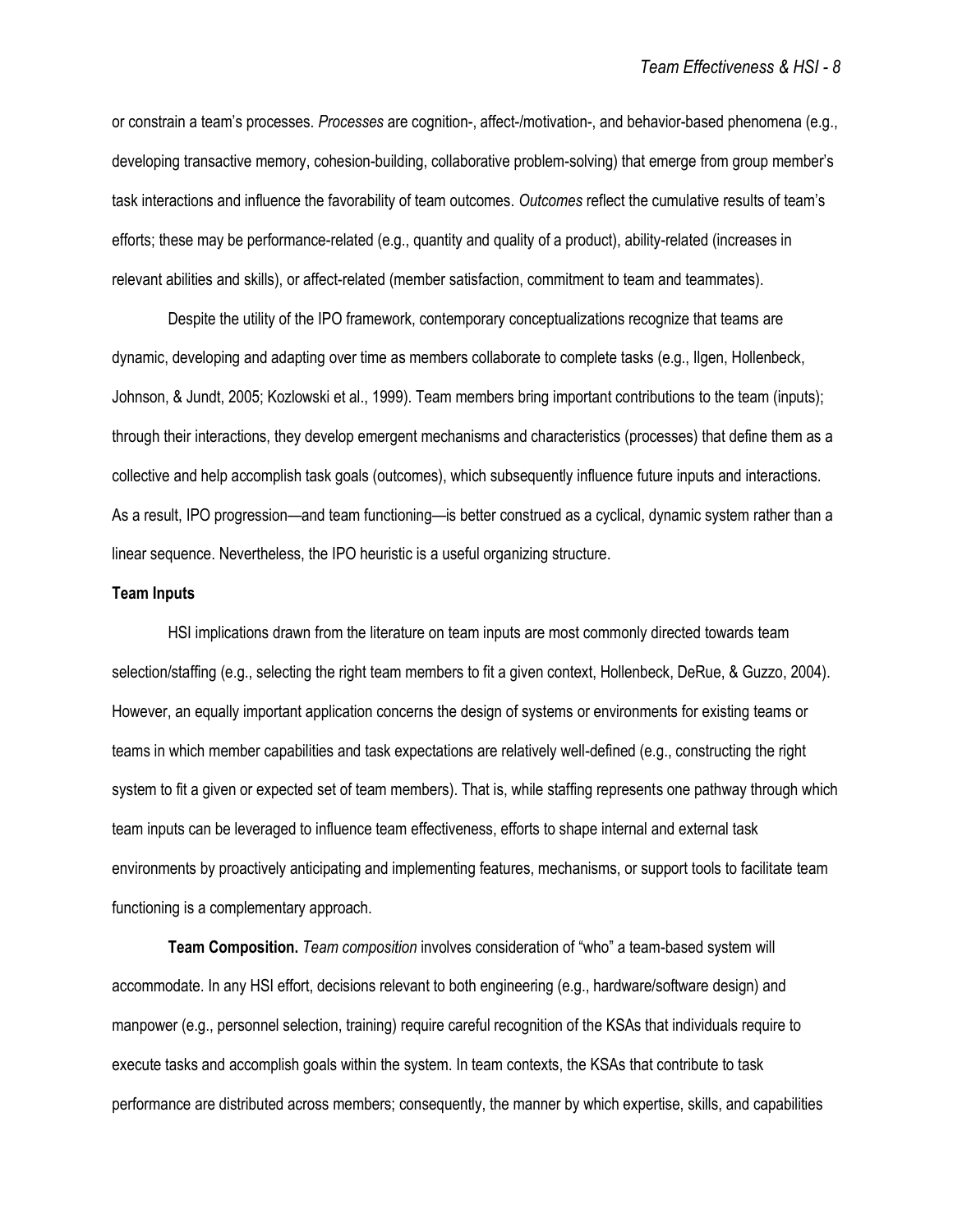or constrain a team's processes. *Processes* are cognition-, affect-/motivation-, and behavior-based phenomena (e.g., developing transactive memory, cohesion-building, collaborative problem-solving) that emerge from group member's task interactions and influence the favorability of team outcomes. *Outcomes* reflect the cumulative results of team's efforts; these may be performance-related (e.g., quantity and quality of a product), ability-related (increases in relevant abilities and skills), or affect-related (member satisfaction, commitment to team and teammates).

Despite the utility of the IPO framework, contemporary conceptualizations recognize that teams are dynamic, developing and adapting over time as members collaborate to complete tasks (e.g., Ilgen, Hollenbeck, Johnson, & Jundt, 2005; Kozlowski et al., 1999). Team members bring important contributions to the team (inputs); through their interactions, they develop emergent mechanisms and characteristics (processes) that define them as a collective and help accomplish task goals (outcomes), which subsequently influence future inputs and interactions. As a result, IPO progression—and team functioning—is better construed as a cyclical, dynamic system rather than a linear sequence. Nevertheless, the IPO heuristic is a useful organizing structure.

**Team Inputs**

HSI implications drawn from the literature on team inputs are most commonly directed towards team selection/staffing (e.g., selecting the right team members to fit a given context, Hollenbeck, DeRue, & Guzzo, 2004). However, an equally important application concerns the design of systems or environments for existing teams or teams in which member capabilities and task expectations are relatively well-defined (e.g., constructing the right system to fit a given or expected set of team members). That is, while staffing represents one pathway through which team inputs can be leveraged to influence team effectiveness, efforts to shape internal and external task environments by proactively anticipating and implementing features, mechanisms, or support tools to facilitate team functioning is a complementary approach.

**Team Composition.** *Team composition* involves consideration of "who" a team-based system will accommodate. In any HSI effort, decisions relevant to both engineering (e.g., hardware/software design) and manpower (e.g., personnel selection, training) require careful recognition of the KSAs that individuals require to execute tasks and accomplish goals within the system. In team contexts, the KSAs that contribute to task performance are distributed across members; consequently, the manner by which expertise, skills, and capabilities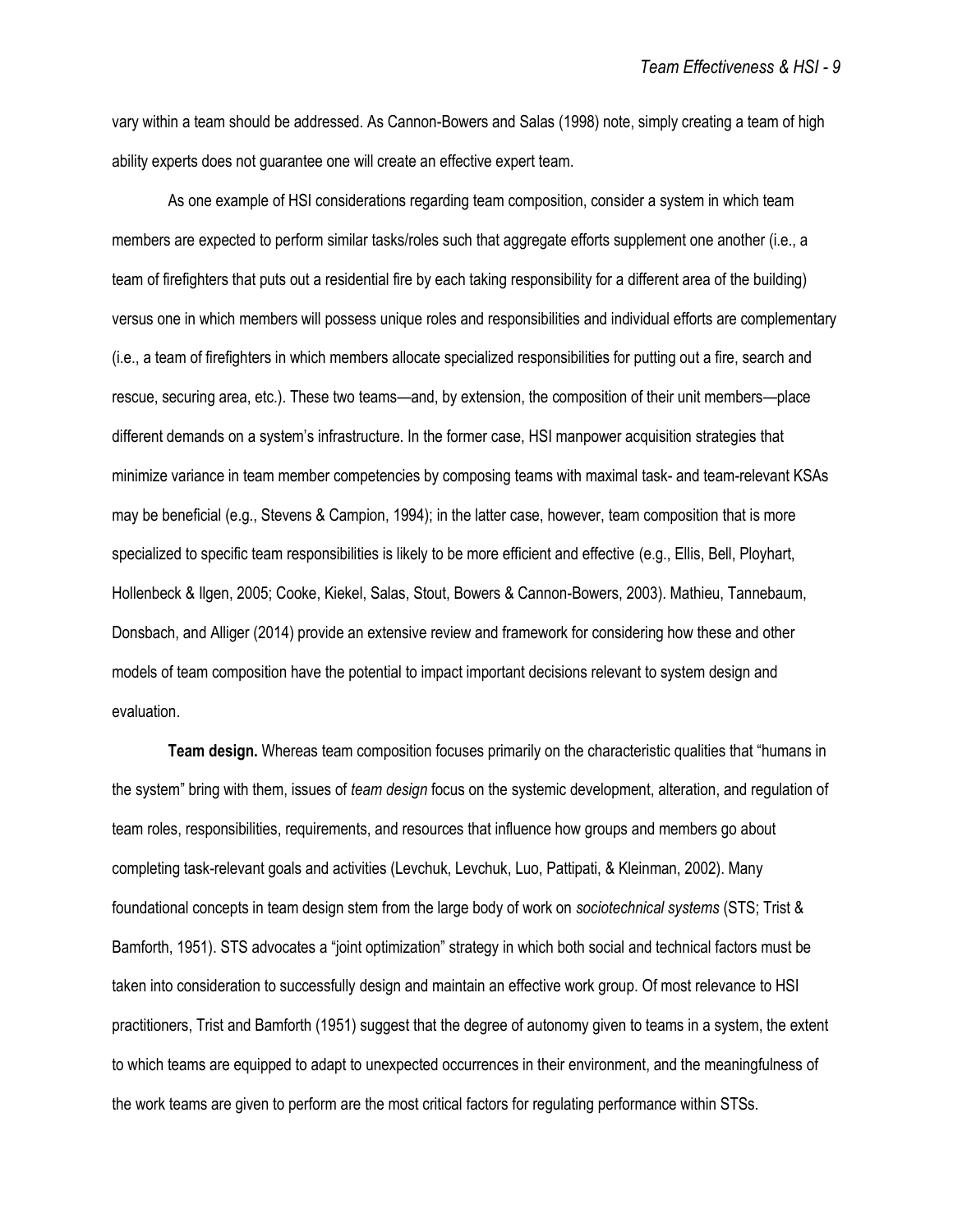vary within a team should be addressed. As Cannon-Bowers and Salas (1998) note, simply creating a team of high ability experts does not guarantee one will create an effective expert team.

As one example of HSI considerations regarding team composition, consider a system in which team members are expected to perform similar tasks/roles such that aggregate efforts supplement one another (i.e., a team of firefighters that puts out a residential fire by each taking responsibility for a different area of the building) versus one in which members will possess unique roles and responsibilities and individual efforts are complementary (i.e., a team of firefighters in which members allocate specialized responsibilities for putting out a fire, search and rescue, securing area, etc.). These two teams—and, by extension, the composition of their unit members—place different demands on a system's infrastructure. In the former case, HSI manpower acquisition strategies that minimize variance in team member competencies by composing teams with maximal task- and team-relevant KSAs may be beneficial (e.g., Stevens & Campion, 1994); in the latter case, however, team composition that is more specialized to specific team responsibilities is likely to be more efficient and effective (e.g., Ellis, Bell, Ployhart, Hollenbeck & Ilgen, 2005; Cooke, Kiekel, Salas, Stout, Bowers & Cannon-Bowers, 2003). Mathieu, Tannebaum, Donsbach, and Alliger (2014) provide an extensive review and framework for considering how these and other models of team composition have the potential to impact important decisions relevant to system design and evaluation.

**Team design.** Whereas team composition focuses primarily on the characteristic qualities that "humans in the system" bring with them, issues of *team design* focus on the systemic development, alteration, and regulation of team roles, responsibilities, requirements, and resources that influence how groups and members go about completing task-relevant goals and activities (Levchuk, Levchuk, Luo, Pattipati, & Kleinman, 2002). Many foundational concepts in team design stem from the large body of work on *sociotechnical systems* (STS; Trist & Bamforth, 1951). STS advocates a "joint optimization" strategy in which both social and technical factors must be taken into consideration to successfully design and maintain an effective work group. Of most relevance to HSI practitioners, Trist and Bamforth (1951) suggest that the degree of autonomy given to teams in a system, the extent to which teams are equipped to adapt to unexpected occurrences in their environment, and the meaningfulness of the work teams are given to perform are the most critical factors for regulating performance within STSs.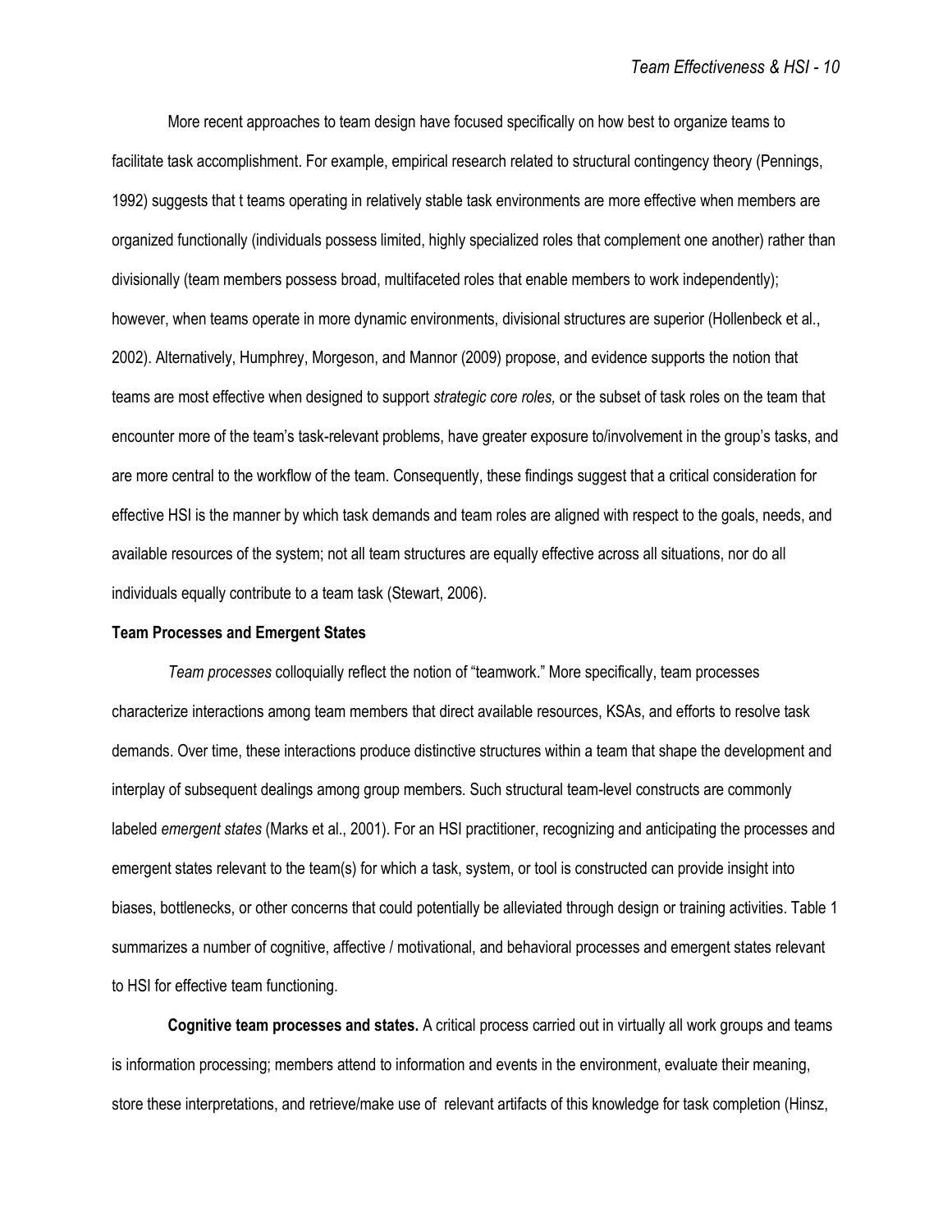More recent approaches to team design have focused specifically on how best to organize teams to facilitate task accomplishment. For example, empirical research related to structural contingency theory (Pennings, 1992) suggests that t teams operating in relatively stable task environments are more effective when members are organized functionally (individuals possess limited, highly specialized roles that complement one another) rather than divisionally (team members possess broad, multifaceted roles that enable members to work independently); however, when teams operate in more dynamic environments, divisional structures are superior (Hollenbeck et al., 2002). Alternatively, Humphrey, Morgeson, and Mannor (2009) propose, and evidence supports the notion that teams are most effective when designed to support *strategic core roles,* or the subset of task roles on the team that encounter more of the team's task-relevant problems, have greater exposure to/involvement in the group's tasks, and are more central to the workflow of the team. Consequently, these findings suggest that a critical consideration for effective HSI is the manner by which task demands and team roles are aligned with respect to the goals, needs, and available resources of the system; not all team structures are equally effective across all situations, nor do all individuals equally contribute to a team task (Stewart, 2006).

### Team Processes and Emergent States

*Team processes* colloquially reflect the notion of "teamwork." More specifically, team processes characterize interactions among team members that direct available resources, KSAs, and efforts to resolve task demands. Over time, these interactions produce distinctive structures within a team that shape the development and interplay of subsequent dealings among group members. Such structural team-level constructs are commonly labeled *emergent states* (Marks et al., 2001). For an HSI practitioner, recognizing and anticipating the processes and emergent states relevant to the team(s) for which a task, system, or tool is constructed can provide insight into biases, bottlenecks, or other concerns that could potentially be alleviated through design or training activities. Table 1 summarizes a number of cognitive, affective / motivational, and behavioral processes and emergent states relevant to HSI for effective team functioning.

**Cognitive team processes and states.** A critical process carried out in virtually all work groups and teams is information processing; members attend to information and events in the environment, evaluate their meaning, store these interpretations, and retrieve/make use of relevant artifacts of this knowledge for task completion (Hinsz,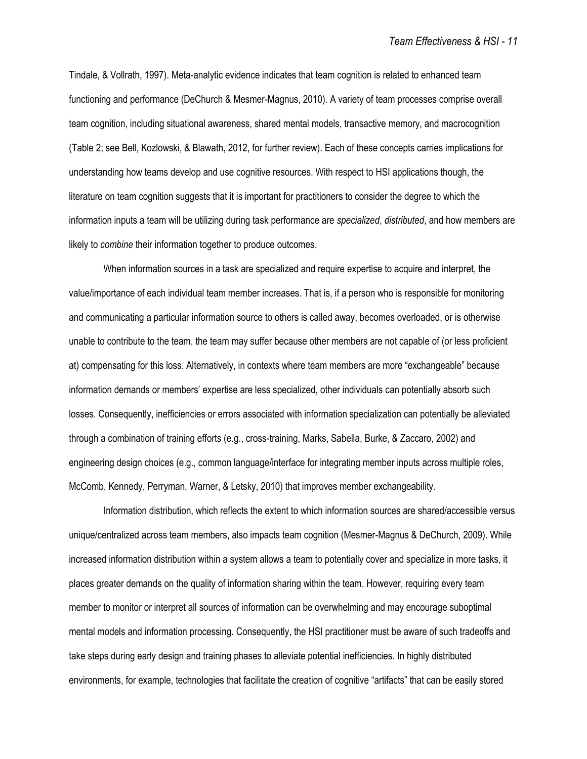Tindale, & Vollrath, 1997). Meta-analytic evidence indicates that team cognition is related to enhanced team functioning and performance (DeChurch & Mesmer-Magnus, 2010). A variety of team processes comprise overall team cognition, including situational awareness, shared mental models, transactive memory, and macrocognition (Table 2; see Bell, Kozlowski, & Blawath, 2012, for further review). Each of these concepts carries implications for understanding how teams develop and use cognitive resources. With respect to HSI applications though, the literature on team cognition suggests that it is important for practitioners to consider the degree to which the information inputs a team will be utilizing during task performance are *specialized*, *distributed*, and how members are likely to *combine* their information together to produce outcomes.

When information sources in a task are specialized and require expertise to acquire and interpret, the value/importance of each individual team member increases. That is, if a person who is responsible for monitoring and communicating a particular information source to others is called away, becomes overloaded, or is otherwise unable to contribute to the team, the team may suffer because other members are not capable of (or less proficient at) compensating for this loss. Alternatively, in contexts where team members are more "exchangeable" because information demands or members' expertise are less specialized, other individuals can potentially absorb such losses. Consequently, inefficiencies or errors associated with information specialization can potentially be alleviated through a combination of training efforts (e.g., cross-training, Marks, Sabella, Burke, & Zaccaro, 2002) and engineering design choices (e.g., common language/interface for integrating member inputs across multiple roles, McComb, Kennedy, Perryman, Warner, & Letsky, 2010) that improves member exchangeability.

Information distribution, which reflects the extent to which information sources are shared/accessible versus unique/centralized across team members, also impacts team cognition (Mesmer-Magnus & DeChurch, 2009). While increased information distribution within a system allows a team to potentially cover and specialize in more tasks, it places greater demands on the quality of information sharing within the team. However, requiring every team member to monitor or interpret all sources of information can be overwhelming and may encourage suboptimal mental models and information processing. Consequently, the HSI practitioner must be aware of such tradeoffs and take steps during early design and training phases to alleviate potential inefficiencies. In highly distributed environments, for example, technologies that facilitate the creation of cognitive "artifacts" that can be easily stored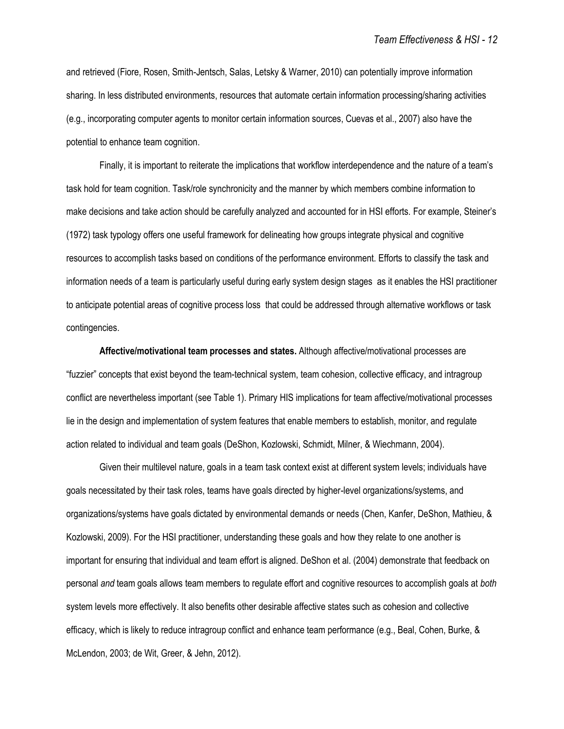and retrieved (Fiore, Rosen, Smith-Jentsch, Salas, Letsky & Warner, 2010) can potentially improve information sharing. In less distributed environments, resources that automate certain information processing/sharing activities (e.g., incorporating computer agents to monitor certain information sources, Cuevas et al., 2007) also have the potential to enhance team cognition.

Finally, it is important to reiterate the implications that workflow interdependence and the nature of a team's task hold for team cognition. Task/role synchronicity and the manner by which members combine information to make decisions and take action should be carefully analyzed and accounted for in HSI efforts. For example, Steiner's (1972) task typology offers one useful framework for delineating how groups integrate physical and cognitive resources to accomplish tasks based on conditions of the performance environment. Efforts to classify the task and information needs of a team is particularly useful during early system design stages as it enables the HSI practitioner to anticipate potential areas of cognitive process loss that could be addressed through alternative workflows or task contingencies.

**Affective/motivational team processes and states.** Although affective/motivational processes are "fuzzier" concepts that exist beyond the team-technical system, team cohesion, collective efficacy, and intragroup conflict are nevertheless important (see Table 1). Primary HIS implications for team affective/motivational processes lie in the design and implementation of system features that enable members to establish, monitor, and regulate action related to individual and team goals (DeShon, Kozlowski, Schmidt, Milner, & Wiechmann, 2004).

Given their multilevel nature, goals in a team task context exist at different system levels; individuals have goals necessitated by their task roles, teams have goals directed by higher-level organizations/systems, and organizations/systems have goals dictated by environmental demands or needs (Chen, Kanfer, DeShon, Mathieu, & Kozlowski, 2009). For the HSI practitioner, understanding these goals and how they relate to one another is important for ensuring that individual and team effort is aligned. DeShon et al. (2004) demonstrate that feedback on personal *and* team goals allows team members to regulate effort and cognitive resources to accomplish goals at *both* system levels more effectively. It also benefits other desirable affective states such as cohesion and collective efficacy, which is likely to reduce intragroup conflict and enhance team performance (e.g., Beal, Cohen, Burke, & McLendon, 2003; de Wit, Greer, & Jehn, 2012).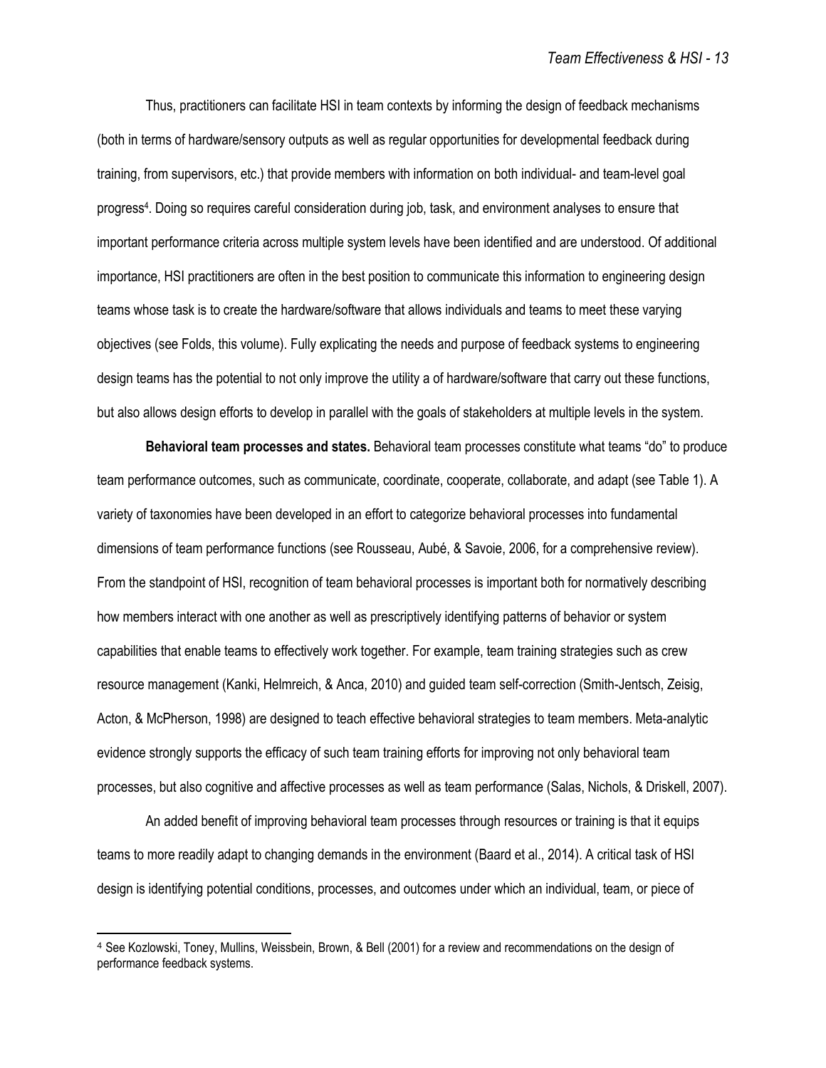Thus, practitioners can facilitate HSI in team contexts by informing the design of feedback mechanisms (both in terms of hardware/sensory outputs as well as regular opportunities for developmental feedback during training, from supervisors, etc.) that provide members with information on both individual- and team-level goal progress[4]. Doing so requires careful consideration during job, task, and environment analyses to ensure that important performance criteria across multiple system levels have been identified and are understood. Of additional importance, HSI practitioners are often in the best position to communicate this information to engineering design teams whose task is to create the hardware/software that allows individuals and teams to meet these varying objectives (see Folds, this volume). Fully explicating the needs and purpose of feedback systems to engineering design teams has the potential to not only improve the utility a of hardware/software that carry out these functions, but also allows design efforts to develop in parallel with the goals of stakeholders at multiple levels in the system.

**Behavioral team processes and states.** Behavioral team processes constitute what teams "do" to produce team performance outcomes, such as communicate, coordinate, cooperate, collaborate, and adapt (see Table 1). A variety of taxonomies have been developed in an effort to categorize behavioral processes into fundamental dimensions of team performance functions (see Rousseau, Aubé, & Savoie, 2006, for a comprehensive review). From the standpoint of HSI, recognition of team behavioral processes is important both for normatively describing how members interact with one another as well as prescriptively identifying patterns of behavior or system capabilities that enable teams to effectively work together. For example, team training strategies such as crew resource management (Kanki, Helmreich, & Anca, 2010) and guided team self-correction (Smith-Jentsch, Zeisig, Acton, & McPherson, 1998) are designed to teach effective behavioral strategies to team members. Meta-analytic evidence strongly supports the efficacy of such team training efforts for improving not only behavioral team processes, but also cognitive and affective processes as well as team performance (Salas, Nichols, & Driskell, 2007).

An added benefit of improving behavioral team processes through resources or training is that it equips teams to more readily adapt to changing demands in the environment (Baard et al., 2014). A critical task of HSI design is identifying potential conditions, processes, and outcomes under which an individual, team, or piece of

[4] See Kozlowski, Toney, Mullins, Weissbein, Brown, & Bell (2001) for a review and recommendations on the design of performance feedback systems.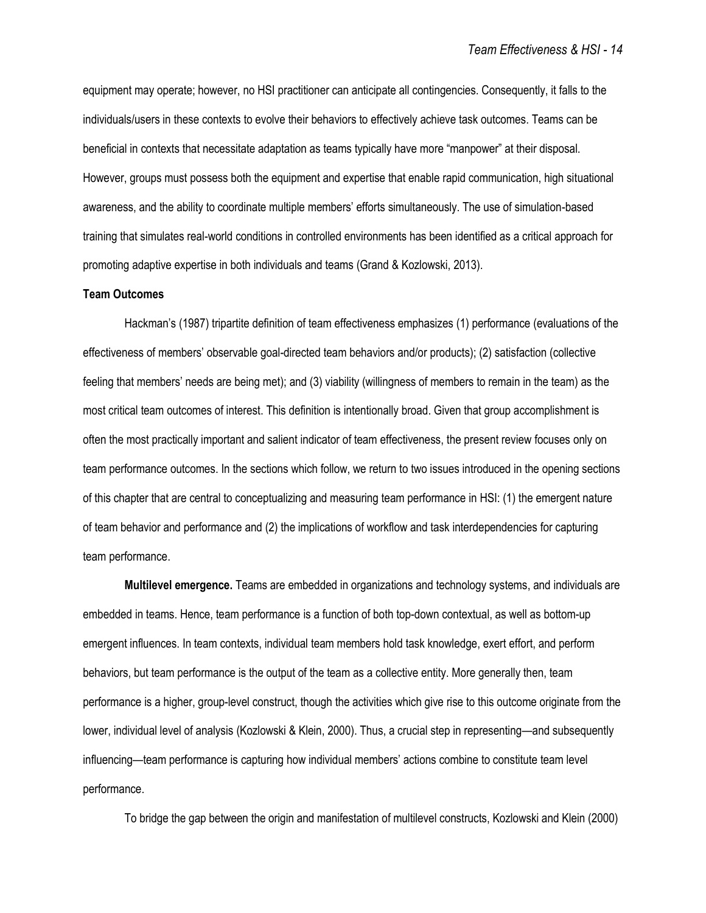equipment may operate; however, no HSI practitioner can anticipate all contingencies. Consequently, it falls to the individuals/users in these contexts to evolve their behaviors to effectively achieve task outcomes. Teams can be beneficial in contexts that necessitate adaptation as teams typically have more "manpower" at their disposal. However, groups must possess both the equipment and expertise that enable rapid communication, high situational awareness, and the ability to coordinate multiple members' efforts simultaneously. The use of simulation-based training that simulates real-world conditions in controlled environments has been identified as a critical approach for promoting adaptive expertise in both individuals and teams (Grand & Kozlowski, 2013).

### Team Outcomes

Hackman's (1987) tripartite definition of team effectiveness emphasizes (1) performance (evaluations of the effectiveness of members' observable goal-directed team behaviors and/or products); (2) satisfaction (collective feeling that members' needs are being met); and (3) viability (willingness of members to remain in the team) as the most critical team outcomes of interest. This definition is intentionally broad. Given that group accomplishment is often the most practically important and salient indicator of team effectiveness, the present review focuses only on team performance outcomes. In the sections which follow, we return to two issues introduced in the opening sections of this chapter that are central to conceptualizing and measuring team performance in HSI: (1) the emergent nature of team behavior and performance and (2) the implications of workflow and task interdependencies for capturing team performance.

**Multilevel emergence.** Teams are embedded in organizations and technology systems, and individuals are embedded in teams. Hence, team performance is a function of both top-down contextual, as well as bottom-up emergent influences. In team contexts, individual team members hold task knowledge, exert effort, and perform behaviors, but team performance is the output of the team as a collective entity. More generally then, team performance is a higher, group-level construct, though the activities which give rise to this outcome originate from the lower, individual level of analysis (Kozlowski & Klein, 2000). Thus, a crucial step in representing—and subsequently influencing—team performance is capturing how individual members' actions combine to constitute team level performance.

To bridge the gap between the origin and manifestation of multilevel constructs, Kozlowski and Klein (2000)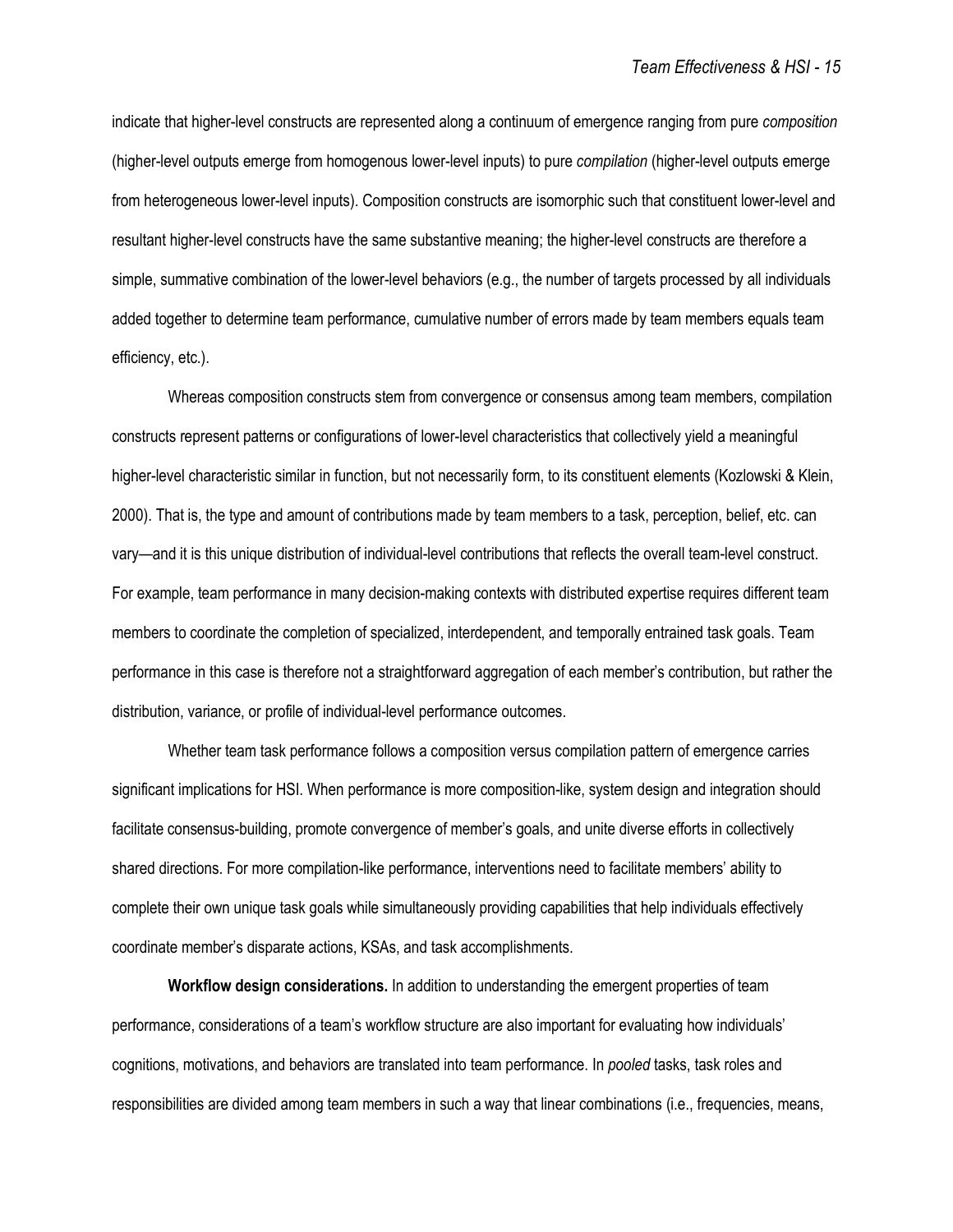indicate that higher-level constructs are represented along a continuum of emergence ranging from pure *composition* (higher-level outputs emerge from homogenous lower-level inputs) to pure *compilation* (higher-level outputs emerge from heterogeneous lower-level inputs). Composition constructs are isomorphic such that constituent lower-level and resultant higher-level constructs have the same substantive meaning; the higher-level constructs are therefore a simple, summative combination of the lower-level behaviors (e.g., the number of targets processed by all individuals added together to determine team performance, cumulative number of errors made by team members equals team efficiency, etc.).

Whereas composition constructs stem from convergence or consensus among team members, compilation constructs represent patterns or configurations of lower-level characteristics that collectively yield a meaningful higher-level characteristic similar in function, but not necessarily form, to its constituent elements (Kozlowski & Klein, 2000). That is, the type and amount of contributions made by team members to a task, perception, belief, etc. can vary—and it is this unique distribution of individual-level contributions that reflects the overall team-level construct. For example, team performance in many decision-making contexts with distributed expertise requires different team members to coordinate the completion of specialized, interdependent, and temporally entrained task goals. Team performance in this case is therefore not a straightforward aggregation of each member's contribution, but rather the distribution, variance, or profile of individual-level performance outcomes.

Whether team task performance follows a composition versus compilation pattern of emergence carries significant implications for HSI. When performance is more composition-like, system design and integration should facilitate consensus-building, promote convergence of member's goals, and unite diverse efforts in collectively shared directions. For more compilation-like performance, interventions need to facilitate members' ability to complete their own unique task goals while simultaneously providing capabilities that help individuals effectively coordinate member's disparate actions, KSAs, and task accomplishments.

**Workflow design considerations.** In addition to understanding the emergent properties of team performance, considerations of a team's workflow structure are also important for evaluating how individuals' cognitions, motivations, and behaviors are translated into team performance. In *pooled* tasks, task roles and responsibilities are divided among team members in such a way that linear combinations (i.e., frequencies, means,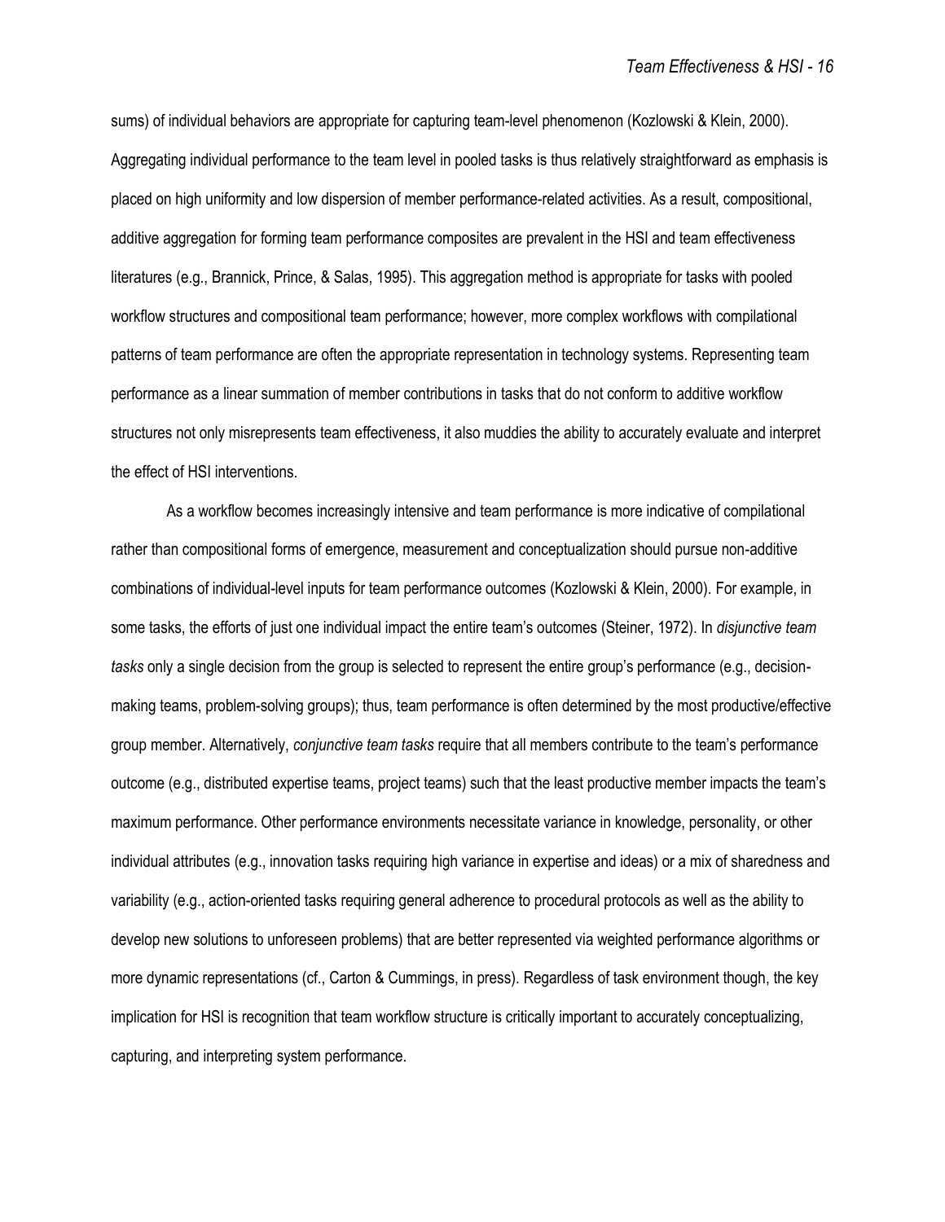sums) of individual behaviors are appropriate for capturing team-level phenomenon (Kozlowski & Klein, 2000). Aggregating individual performance to the team level in pooled tasks is thus relatively straightforward as emphasis is placed on high uniformity and low dispersion of member performance-related activities. As a result, compositional, additive aggregation for forming team performance composites are prevalent in the HSI and team effectiveness literatures (e.g., Brannick, Prince, & Salas, 1995). This aggregation method is appropriate for tasks with pooled workflow structures and compositional team performance; however, more complex workflows with compilational patterns of team performance are often the appropriate representation in technology systems. Representing team performance as a linear summation of member contributions in tasks that do not conform to additive workflow structures not only misrepresents team effectiveness, it also muddies the ability to accurately evaluate and interpret the effect of HSI interventions.

As a workflow becomes increasingly intensive and team performance is more indicative of compilational rather than compositional forms of emergence, measurement and conceptualization should pursue non-additive combinations of individual-level inputs for team performance outcomes (Kozlowski & Klein, 2000). For example, in some tasks, the efforts of just one individual impact the entire team's outcomes (Steiner, 1972). In *disjunctive team tasks* only a single decision from the group is selected to represent the entire group's performance (e.g., decision-making teams, problem-solving groups); thus, team performance is often determined by the most productive/effective group member. Alternatively, *conjunctive team tasks* require that all members contribute to the team's performance outcome (e.g., distributed expertise teams, project teams) such that the least productive member impacts the team's maximum performance. Other performance environments necessitate variance in knowledge, personality, or other individual attributes (e.g., innovation tasks requiring high variance in expertise and ideas) or a mix of sharedness and variability (e.g., action-oriented tasks requiring general adherence to procedural protocols as well as the ability to develop new solutions to unforeseen problems) that are better represented via weighted performance algorithms or more dynamic representations (cf., Carton & Cummings, in press). Regardless of task environment though, the key implication for HSI is recognition that team workflow structure is critically important to accurately conceptualizing, capturing, and interpreting system performance.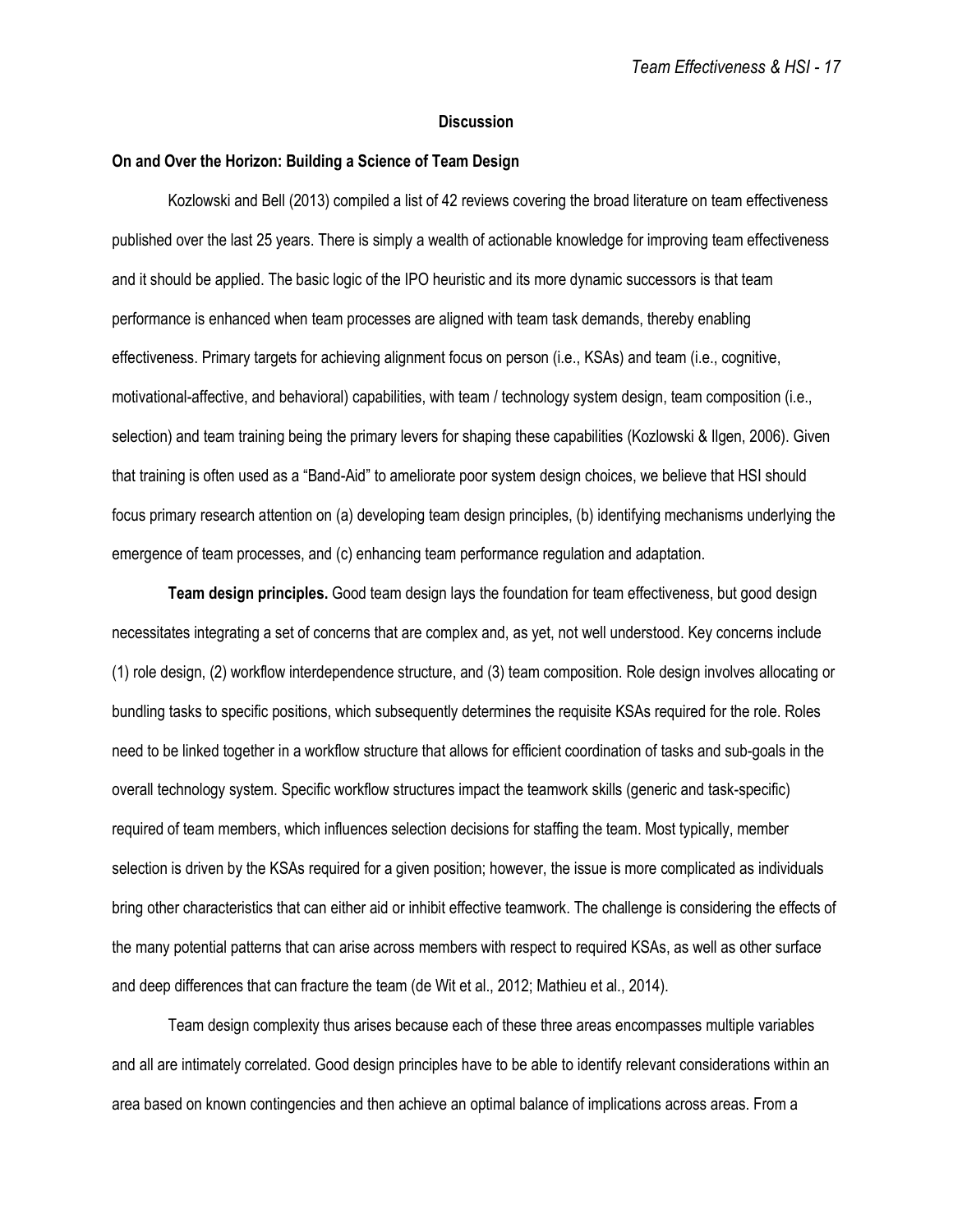## Discussion

### On and Over the Horizon: Building a Science of Team Design

Kozlowski and Bell (2013) compiled a list of 42 reviews covering the broad literature on team effectiveness published over the last 25 years. There is simply a wealth of actionable knowledge for improving team effectiveness and it should be applied. The basic logic of the IPO heuristic and its more dynamic successors is that team performance is enhanced when team processes are aligned with team task demands, thereby enabling effectiveness. Primary targets for achieving alignment focus on person (i.e., KSAs) and team (i.e., cognitive, motivational-affective, and behavioral) capabilities, with team / technology system design, team composition (i.e., selection) and team training being the primary levers for shaping these capabilities (Kozlowski & Ilgen, 2006). Given that training is often used as a "Band-Aid" to ameliorate poor system design choices, we believe that HSI should focus primary research attention on (a) developing team design principles, (b) identifying mechanisms underlying the emergence of team processes, and (c) enhancing team performance regulation and adaptation.

**Team design principles.** Good team design lays the foundation for team effectiveness, but good design necessitates integrating a set of concerns that are complex and, as yet, not well understood. Key concerns include (1) role design, (2) workflow interdependence structure, and (3) team composition. Role design involves allocating or bundling tasks to specific positions, which subsequently determines the requisite KSAs required for the role. Roles need to be linked together in a workflow structure that allows for efficient coordination of tasks and sub-goals in the overall technology system. Specific workflow structures impact the teamwork skills (generic and task-specific) required of team members, which influences selection decisions for staffing the team. Most typically, member selection is driven by the KSAs required for a given position; however, the issue is more complicated as individuals bring other characteristics that can either aid or inhibit effective teamwork. The challenge is considering the effects of the many potential patterns that can arise across members with respect to required KSAs, as well as other surface and deep differences that can fracture the team (de Wit et al., 2012; Mathieu et al., 2014).

Team design complexity thus arises because each of these three areas encompasses multiple variables and all are intimately correlated. Good design principles have to be able to identify relevant considerations within an area based on known contingencies and then achieve an optimal balance of implications across areas. From a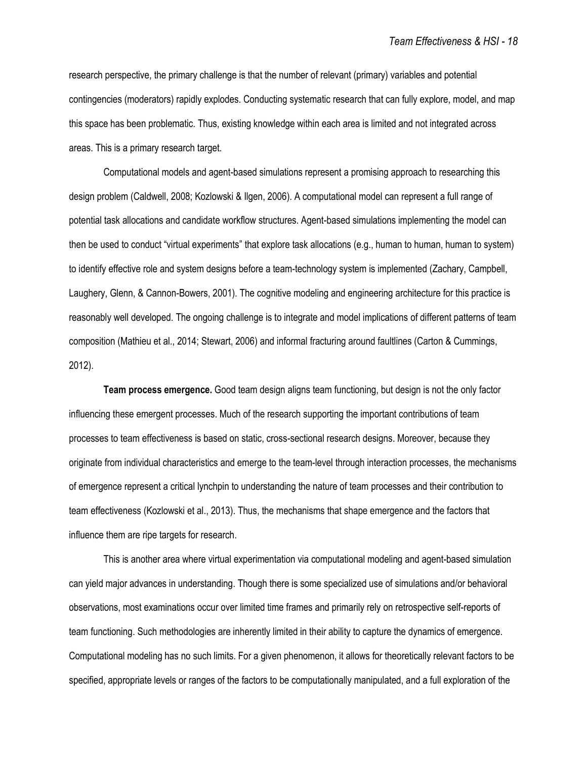research perspective, the primary challenge is that the number of relevant (primary) variables and potential contingencies (moderators) rapidly explodes. Conducting systematic research that can fully explore, model, and map this space has been problematic. Thus, existing knowledge within each area is limited and not integrated across areas. This is a primary research target.

Computational models and agent-based simulations represent a promising approach to researching this design problem (Caldwell, 2008; Kozlowski & Ilgen, 2006). A computational model can represent a full range of potential task allocations and candidate workflow structures. Agent-based simulations implementing the model can then be used to conduct "virtual experiments" that explore task allocations (e.g., human to human, human to system) to identify effective role and system designs before a team-technology system is implemented (Zachary, Campbell, Laughery, Glenn, & Cannon-Bowers, 2001). The cognitive modeling and engineering architecture for this practice is reasonably well developed. The ongoing challenge is to integrate and model implications of different patterns of team composition (Mathieu et al., 2014; Stewart, 2006) and informal fracturing around faultlines (Carton & Cummings, 2012).

**Team process emergence.** Good team design aligns team functioning, but design is not the only factor influencing these emergent processes. Much of the research supporting the important contributions of team processes to team effectiveness is based on static, cross-sectional research designs. Moreover, because they originate from individual characteristics and emerge to the team-level through interaction processes, the mechanisms of emergence represent a critical lynchpin to understanding the nature of team processes and their contribution to team effectiveness (Kozlowski et al., 2013). Thus, the mechanisms that shape emergence and the factors that influence them are ripe targets for research.

This is another area where virtual experimentation via computational modeling and agent-based simulation can yield major advances in understanding. Though there is some specialized use of simulations and/or behavioral observations, most examinations occur over limited time frames and primarily rely on retrospective self-reports of team functioning. Such methodologies are inherently limited in their ability to capture the dynamics of emergence. Computational modeling has no such limits. For a given phenomenon, it allows for theoretically relevant factors to be specified, appropriate levels or ranges of the factors to be computationally manipulated, and a full exploration of the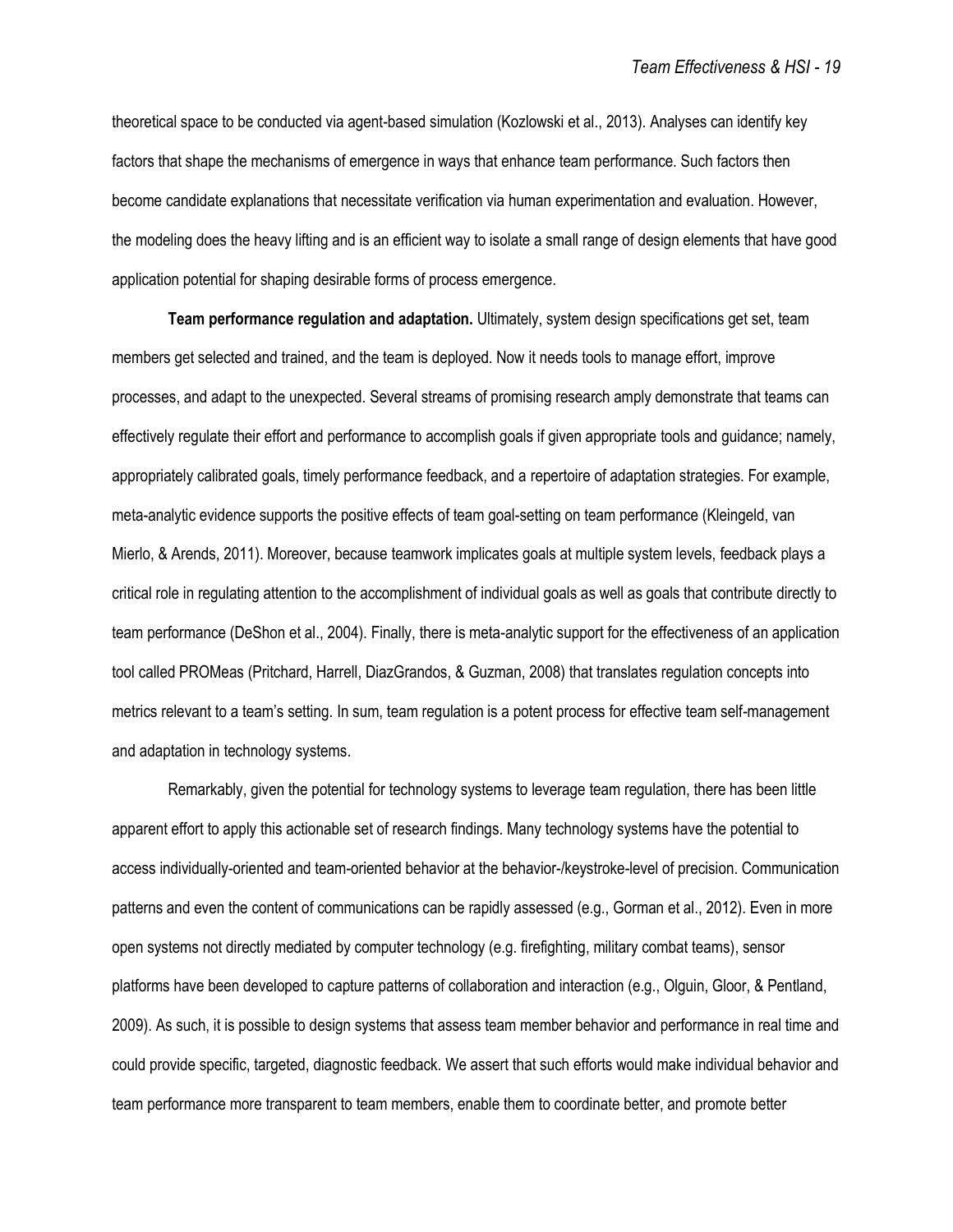theoretical space to be conducted via agent-based simulation (Kozlowski et al., 2013). Analyses can identify key factors that shape the mechanisms of emergence in ways that enhance team performance. Such factors then become candidate explanations that necessitate verification via human experimentation and evaluation. However, the modeling does the heavy lifting and is an efficient way to isolate a small range of design elements that have good application potential for shaping desirable forms of process emergence.

**Team performance regulation and adaptation.** Ultimately, system design specifications get set, team members get selected and trained, and the team is deployed. Now it needs tools to manage effort, improve processes, and adapt to the unexpected. Several streams of promising research amply demonstrate that teams can effectively regulate their effort and performance to accomplish goals if given appropriate tools and guidance; namely, appropriately calibrated goals, timely performance feedback, and a repertoire of adaptation strategies. For example, meta-analytic evidence supports the positive effects of team goal-setting on team performance (Kleingeld, van Mierlo, & Arends, 2011). Moreover, because teamwork implicates goals at multiple system levels, feedback plays a critical role in regulating attention to the accomplishment of individual goals as well as goals that contribute directly to team performance (DeShon et al., 2004). Finally, there is meta-analytic support for the effectiveness of an application tool called PROMeas (Pritchard, Harrell, DiazGrandos, & Guzman, 2008) that translates regulation concepts into metrics relevant to a team's setting. In sum, team regulation is a potent process for effective team self-management and adaptation in technology systems.

Remarkably, given the potential for technology systems to leverage team regulation, there has been little apparent effort to apply this actionable set of research findings. Many technology systems have the potential to access individually-oriented and team-oriented behavior at the behavior-/keystroke-level of precision. Communication patterns and even the content of communications can be rapidly assessed (e.g., Gorman et al., 2012). Even in more open systems not directly mediated by computer technology (e.g. firefighting, military combat teams), sensor platforms have been developed to capture patterns of collaboration and interaction (e.g., Olguin, Gloor, & Pentland, 2009). As such, it is possible to design systems that assess team member behavior and performance in real time and could provide specific, targeted, diagnostic feedback. We assert that such efforts would make individual behavior and team performance more transparent to team members, enable them to coordinate better, and promote better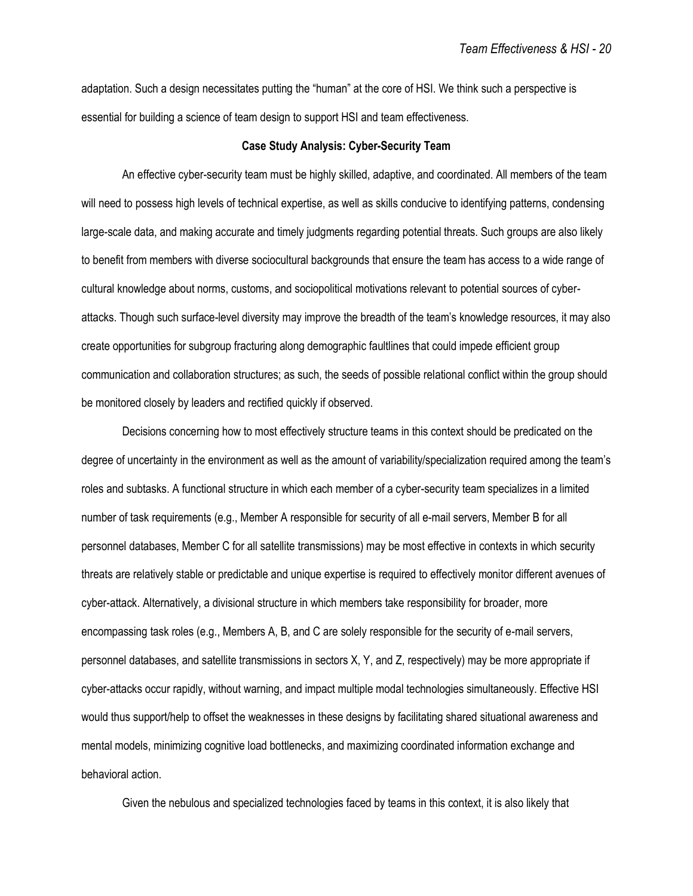adaptation. Such a design necessitates putting the "human" at the core of HSI. We think such a perspective is essential for building a science of team design to support HSI and team effectiveness.

## Case Study Analysis: Cyber-Security Team

An effective cyber-security team must be highly skilled, adaptive, and coordinated. All members of the team will need to possess high levels of technical expertise, as well as skills conducive to identifying patterns, condensing large-scale data, and making accurate and timely judgments regarding potential threats. Such groups are also likely to benefit from members with diverse sociocultural backgrounds that ensure the team has access to a wide range of cultural knowledge about norms, customs, and sociopolitical motivations relevant to potential sources of cyber-attacks. Though such surface-level diversity may improve the breadth of the team's knowledge resources, it may also create opportunities for subgroup fracturing along demographic faultlines that could impede efficient group communication and collaboration structures; as such, the seeds of possible relational conflict within the group should be monitored closely by leaders and rectified quickly if observed.

Decisions concerning how to most effectively structure teams in this context should be predicated on the degree of uncertainty in the environment as well as the amount of variability/specialization required among the team's roles and subtasks. A functional structure in which each member of a cyber-security team specializes in a limited number of task requirements (e.g., Member A responsible for security of all e-mail servers, Member B for all personnel databases, Member C for all satellite transmissions) may be most effective in contexts in which security threats are relatively stable or predictable and unique expertise is required to effectively monitor different avenues of cyber-attack. Alternatively, a divisional structure in which members take responsibility for broader, more encompassing task roles (e.g., Members A, B, and C are solely responsible for the security of e-mail servers, personnel databases, and satellite transmissions in sectors X, Y, and Z, respectively) may be more appropriate if cyber-attacks occur rapidly, without warning, and impact multiple modal technologies simultaneously. Effective HSI would thus support/help to offset the weaknesses in these designs by facilitating shared situational awareness and mental models, minimizing cognitive load bottlenecks, and maximizing coordinated information exchange and behavioral action.

Given the nebulous and specialized technologies faced by teams in this context, it is also likely that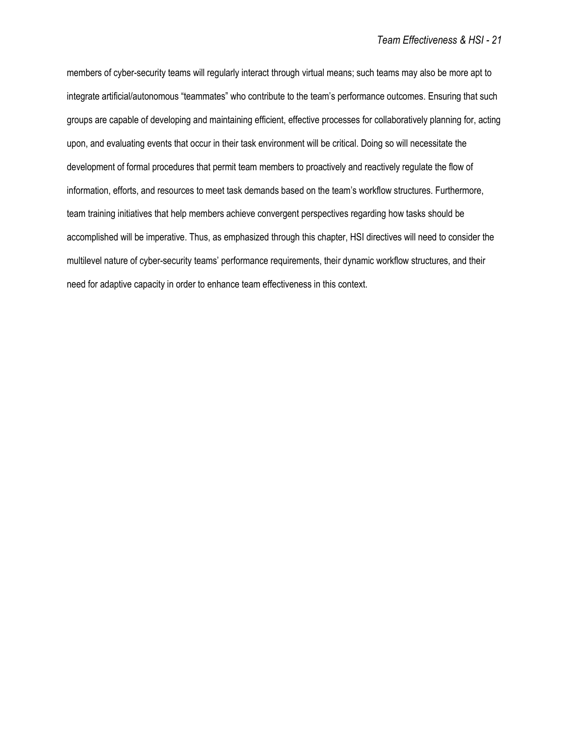members of cyber-security teams will regularly interact through virtual means; such teams may also be more apt to integrate artificial/autonomous "teammates" who contribute to the team's performance outcomes. Ensuring that such groups are capable of developing and maintaining efficient, effective processes for collaboratively planning for, acting upon, and evaluating events that occur in their task environment will be critical. Doing so will necessitate the development of formal procedures that permit team members to proactively and reactively regulate the flow of information, efforts, and resources to meet task demands based on the team's workflow structures. Furthermore, team training initiatives that help members achieve convergent perspectives regarding how tasks should be accomplished will be imperative. Thus, as emphasized through this chapter, HSI directives will need to consider the multilevel nature of cyber-security teams' performance requirements, their dynamic workflow structures, and their need for adaptive capacity in order to enhance team effectiveness in this context.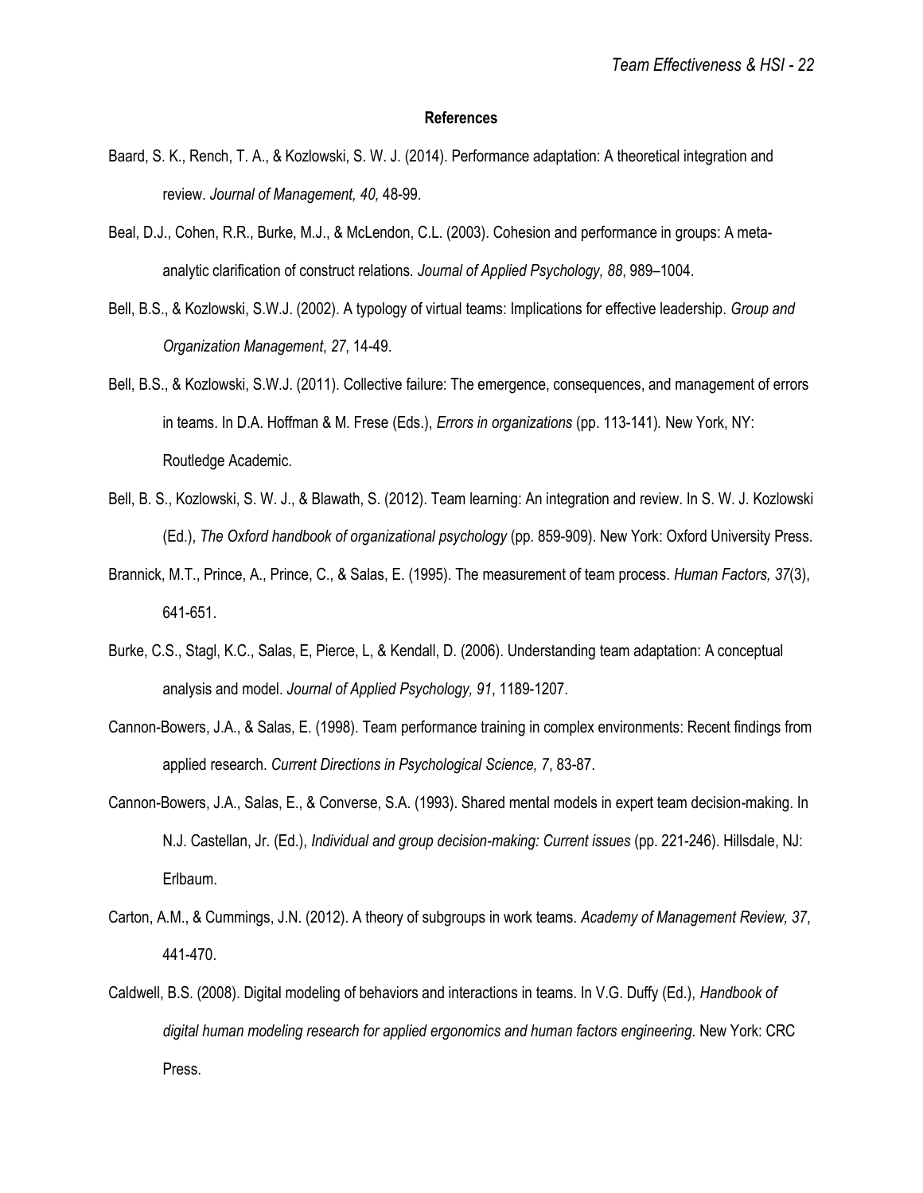## References

Baard, S. K., Rench, T. A., & Kozlowski, S. W. J. (2014). Performance adaptation: A theoretical integration and review. *Journal of Management, 40,* 48-99.

Beal, D.J., Cohen, R.R., Burke, M.J., & McLendon, C.L. (2003). Cohesion and performance in groups: A meta-analytic clarification of construct relations. *Journal of Applied Psychology, 88*, 989–1004.

Bell, B.S., & Kozlowski, S.W.J. (2002). A typology of virtual teams: Implications for effective leadership. *Group and Organization Management*, *27*, 14-49.

Bell, B.S., & Kozlowski, S.W.J. (2011). Collective failure: The emergence, consequences, and management of errors in teams. In D.A. Hoffman & M. Frese (Eds.), *Errors in organizations* (pp. 113-141). New York, NY: Routledge Academic.

Bell, B. S., Kozlowski, S. W. J., & Blawath, S. (2012). Team learning: An integration and review. In S. W. J. Kozlowski (Ed.), *The Oxford handbook of organizational psychology* (pp. 859-909). New York: Oxford University Press.

Brannick, M.T., Prince, A., Prince, C., & Salas, E. (1995). The measurement of team process. *Human Factors, 37*(3), 641-651.

Burke, C.S., Stagl, K.C., Salas, E, Pierce, L, & Kendall, D. (2006). Understanding team adaptation: A conceptual analysis and model. *Journal of Applied Psychology, 91*, 1189-1207.

Cannon-Bowers, J.A., & Salas, E. (1998). Team performance training in complex environments: Recent findings from applied research. *Current Directions in Psychological Science, 7*, 83-87.

Cannon-Bowers, J.A., Salas, E., & Converse, S.A. (1993). Shared mental models in expert team decision-making. In N.J. Castellan, Jr. (Ed.), *Individual and group decision-making: Current issues* (pp. 221-246). Hillsdale, NJ: Erlbaum.

Carton, A.M., & Cummings, J.N. (2012). A theory of subgroups in work teams. *Academy of Management Review, 37*, 441-470.

Caldwell, B.S. (2008). Digital modeling of behaviors and interactions in teams. In V.G. Duffy (Ed.), *Handbook of digital human modeling research for applied ergonomics and human factors engineering*. New York: CRC Press.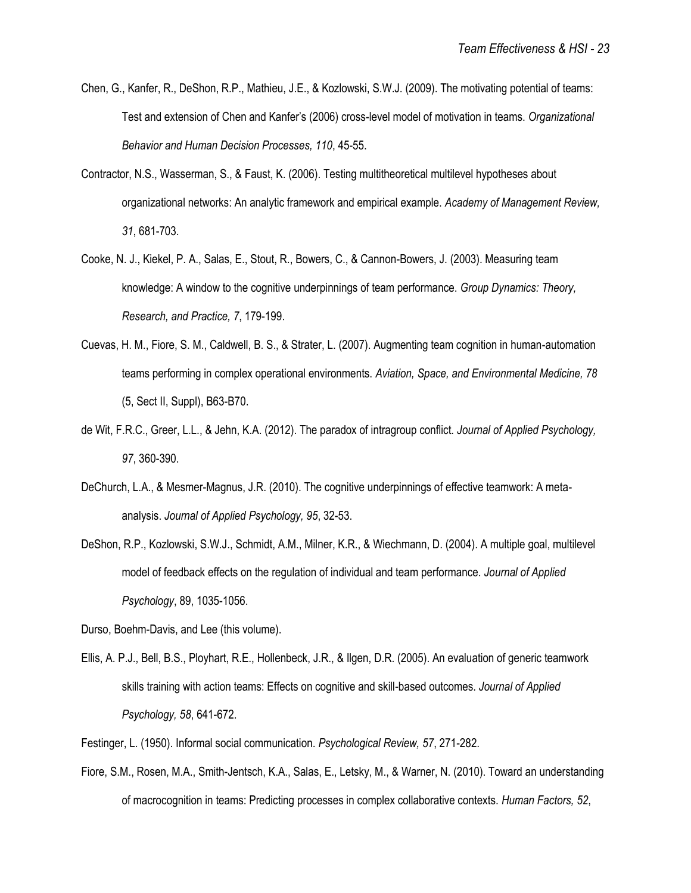Chen, G., Kanfer, R., DeShon, R.P., Mathieu, J.E., & Kozlowski, S.W.J. (2009). The motivating potential of teams: Test and extension of Chen and Kanfer's (2006) cross-level model of motivation in teams. *Organizational Behavior and Human Decision Processes, 110*, 45-55.

Contractor, N.S., Wasserman, S., & Faust, K. (2006). Testing multitheoretical multilevel hypotheses about organizational networks: An analytic framework and empirical example. *Academy of Management Review, 31*, 681-703.

Cooke, N. J., Kiekel, P. A., Salas, E., Stout, R., Bowers, C., & Cannon-Bowers, J. (2003). Measuring team knowledge: A window to the cognitive underpinnings of team performance. *Group Dynamics: Theory, Research, and Practice, 7*, 179-199.

Cuevas, H. M., Fiore, S. M., Caldwell, B. S., & Strater, L. (2007). Augmenting team cognition in human-automation teams performing in complex operational environments. *Aviation, Space, and Environmental Medicine, 78* (5, Sect II, Suppl), B63-B70.

de Wit, F.R.C., Greer, L.L., & Jehn, K.A. (2012). The paradox of intragroup conflict. *Journal of Applied Psychology, 97*, 360-390.

DeChurch, L.A., & Mesmer-Magnus, J.R. (2010). The cognitive underpinnings of effective teamwork: A meta-analysis. *Journal of Applied Psychology, 95*, 32-53.

DeShon, R.P., Kozlowski, S.W.J., Schmidt, A.M., Milner, K.R., & Wiechmann, D. (2004). A multiple goal, multilevel model of feedback effects on the regulation of individual and team performance. *Journal of Applied Psychology*, 89, 1035-1056.

Durso, Boehm-Davis, and Lee (this volume).

Ellis, A. P.J., Bell, B.S., Ployhart, R.E., Hollenbeck, J.R., & Ilgen, D.R. (2005). An evaluation of generic teamwork skills training with action teams: Effects on cognitive and skill-based outcomes. *Journal of Applied Psychology, 58*, 641-672.

Festinger, L. (1950). Informal social communication. *Psychological Review, 57*, 271-282.

Fiore, S.M., Rosen, M.A., Smith-Jentsch, K.A., Salas, E., Letsky, M., & Warner, N. (2010). Toward an understanding of macrocognition in teams: Predicting processes in complex collaborative contexts. *Human Factors, 52*,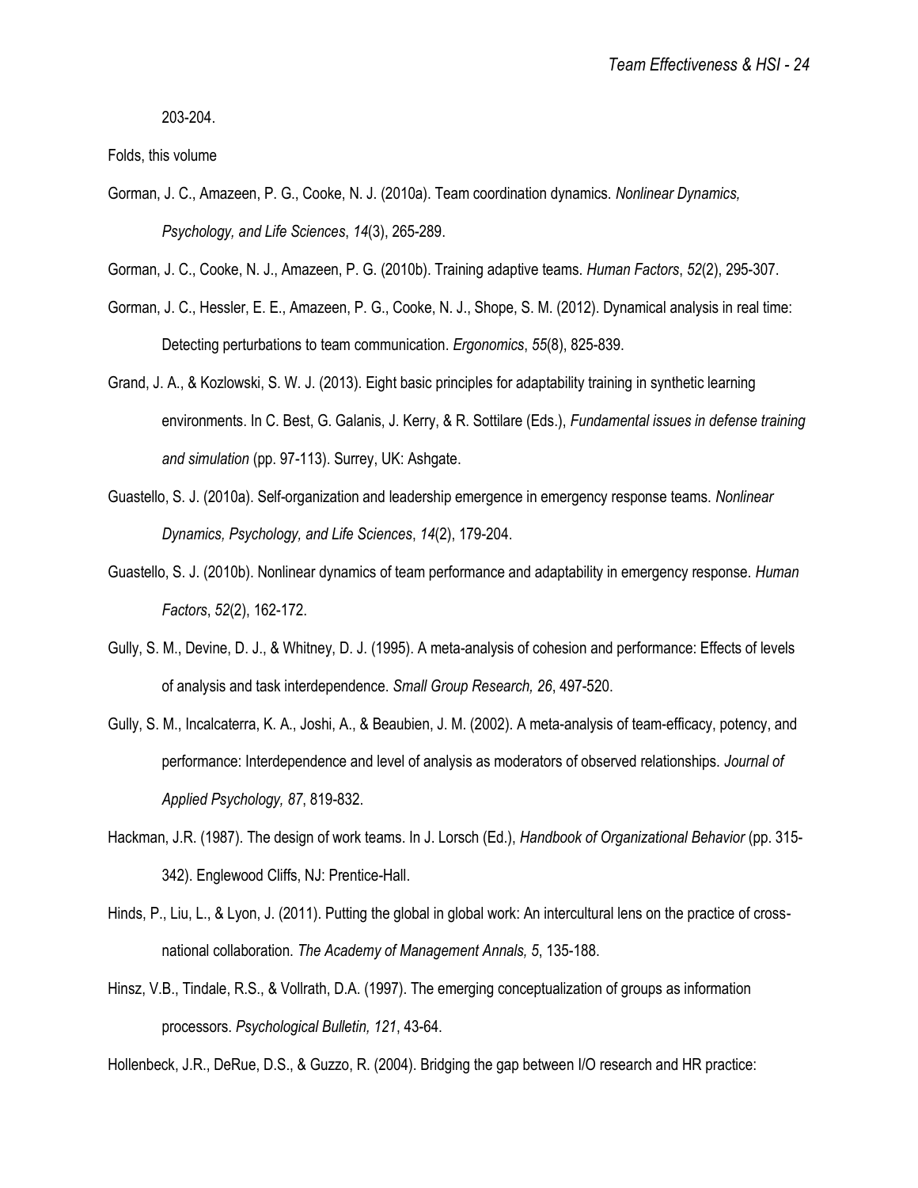203-204.

Folds, this volume

Gorman, J. C., Amazeen, P. G., Cooke, N. J. (2010a). Team coordination dynamics. *Nonlinear Dynamics, Psychology, and Life Sciences*, *14*(3), 265-289.

Gorman, J. C., Cooke, N. J., Amazeen, P. G. (2010b). Training adaptive teams. *Human Factors*, *52*(2), 295-307.

Gorman, J. C., Hessler, E. E., Amazeen, P. G., Cooke, N. J., Shope, S. M. (2012). Dynamical analysis in real time: Detecting perturbations to team communication. *Ergonomics*, *55*(8), 825-839.

Grand, J. A., & Kozlowski, S. W. J. (2013). Eight basic principles for adaptability training in synthetic learning environments. In C. Best, G. Galanis, J. Kerry, & R. Sottilare (Eds.), *Fundamental issues in defense training and simulation* (pp. 97-113). Surrey, UK: Ashgate.

Guastello, S. J. (2010a). Self-organization and leadership emergence in emergency response teams. *Nonlinear Dynamics, Psychology, and Life Sciences*, *14*(2), 179-204.

Guastello, S. J. (2010b). Nonlinear dynamics of team performance and adaptability in emergency response. *Human Factors*, *52*(2), 162-172.

Gully, S. M., Devine, D. J., & Whitney, D. J. (1995). A meta-analysis of cohesion and performance: Effects of levels of analysis and task interdependence. *Small Group Research, 26*, 497-520.

Gully, S. M., Incalcaterra, K. A., Joshi, A., & Beaubien, J. M. (2002). A meta-analysis of team-efficacy, potency, and performance: Interdependence and level of analysis as moderators of observed relationships. *Journal of Applied Psychology, 87*, 819-832.

Hackman, J.R. (1987). The design of work teams. In J. Lorsch (Ed.), *Handbook of Organizational Behavior* (pp. 315-342). Englewood Cliffs, NJ: Prentice-Hall.

Hinds, P., Liu, L., & Lyon, J. (2011). Putting the global in global work: An intercultural lens on the practice of cross-national collaboration. *The Academy of Management Annals, 5*, 135-188.

Hinsz, V.B., Tindale, R.S., & Vollrath, D.A. (1997). The emerging conceptualization of groups as information processors. *Psychological Bulletin, 121*, 43-64.

Hollenbeck, J.R., DeRue, D.S., & Guzzo, R. (2004). Bridging the gap between I/O research and HR practice: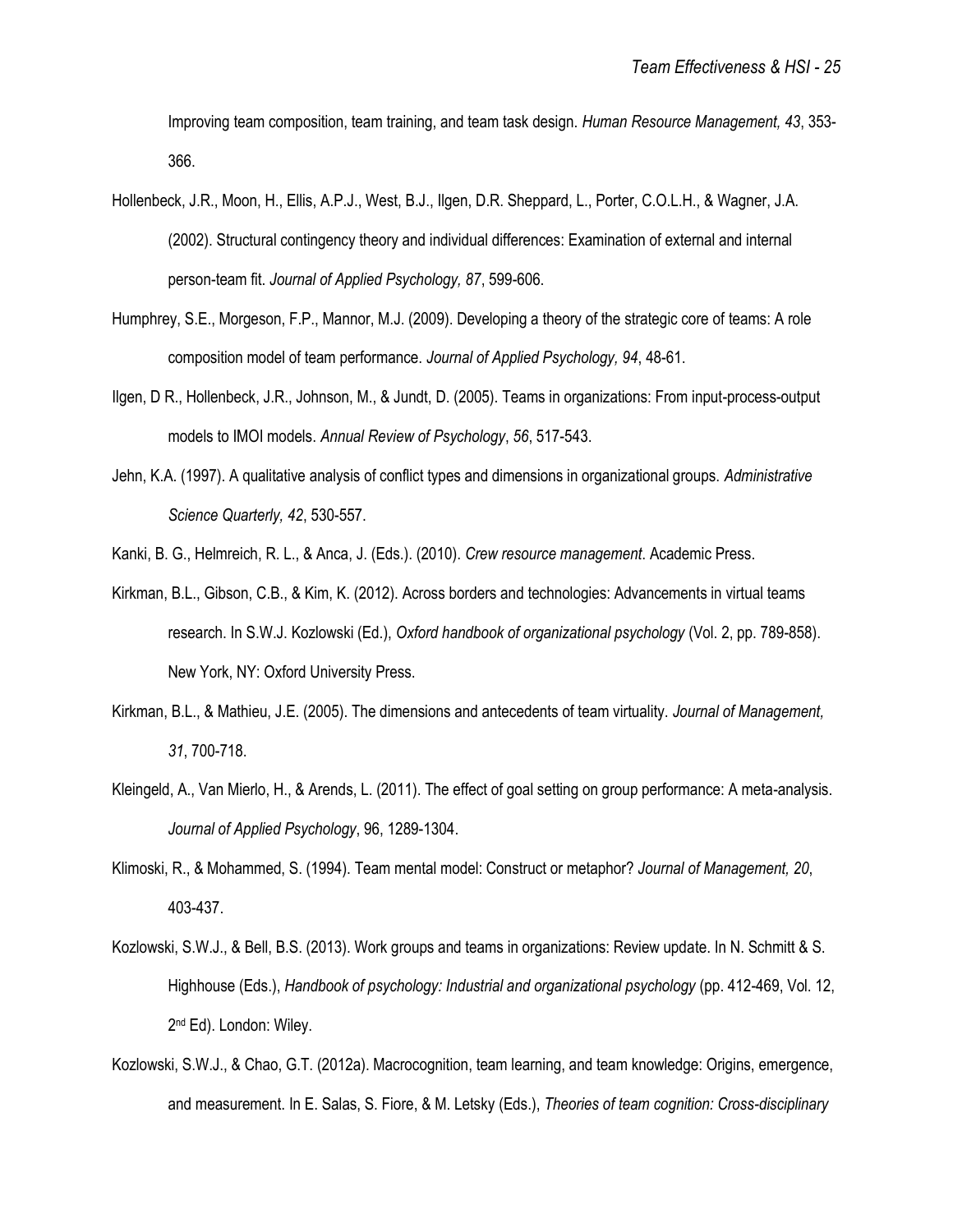Improving team composition, team training, and team task design. *Human Resource Management, 43*, 353-366.

Hollenbeck, J.R., Moon, H., Ellis, A.P.J., West, B.J., Ilgen, D.R. Sheppard, L., Porter, C.O.L.H., & Wagner, J.A. (2002). Structural contingency theory and individual differences: Examination of external and internal person-team fit. *Journal of Applied Psychology, 87*, 599-606.

Humphrey, S.E., Morgeson, F.P., Mannor, M.J. (2009). Developing a theory of the strategic core of teams: A role composition model of team performance. *Journal of Applied Psychology, 94*, 48-61.

Ilgen, D R., Hollenbeck, J.R., Johnson, M., & Jundt, D. (2005). Teams in organizations: From input-process-output models to IMOI models. *Annual Review of Psychology*, *56*, 517-543.

Jehn, K.A. (1997). A qualitative analysis of conflict types and dimensions in organizational groups. *Administrative Science Quarterly, 42*, 530-557.

Kanki, B. G., Helmreich, R. L., & Anca, J. (Eds.). (2010). *Crew resource management*. Academic Press.

Kirkman, B.L., Gibson, C.B., & Kim, K. (2012). Across borders and technologies: Advancements in virtual teams research. In S.W.J. Kozlowski (Ed.), *Oxford handbook of organizational psychology* (Vol. 2, pp. 789-858). New York, NY: Oxford University Press.

Kirkman, B.L., & Mathieu, J.E. (2005). The dimensions and antecedents of team virtuality. *Journal of Management, 31*, 700-718.

Kleingeld, A., Van Mierlo, H., & Arends, L. (2011). The effect of goal setting on group performance: A meta-analysis. *Journal of Applied Psychology*, 96, 1289-1304.

Klimoski, R., & Mohammed, S. (1994). Team mental model: Construct or metaphor? *Journal of Management, 20*, 403-437.

Kozlowski, S.W.J., & Bell, B.S. (2013). Work groups and teams in organizations: Review update. In N. Schmitt & S. Highhouse (Eds.), *Handbook of psychology: Industrial and organizational psychology* (pp. 412-469, Vol. 12, 2nd Ed). London: Wiley.

Kozlowski, S.W.J., & Chao, G.T. (2012a). Macrocognition, team learning, and team knowledge: Origins, emergence, and measurement. In E. Salas, S. Fiore, & M. Letsky (Eds.), *Theories of team cognition: Cross-disciplinary*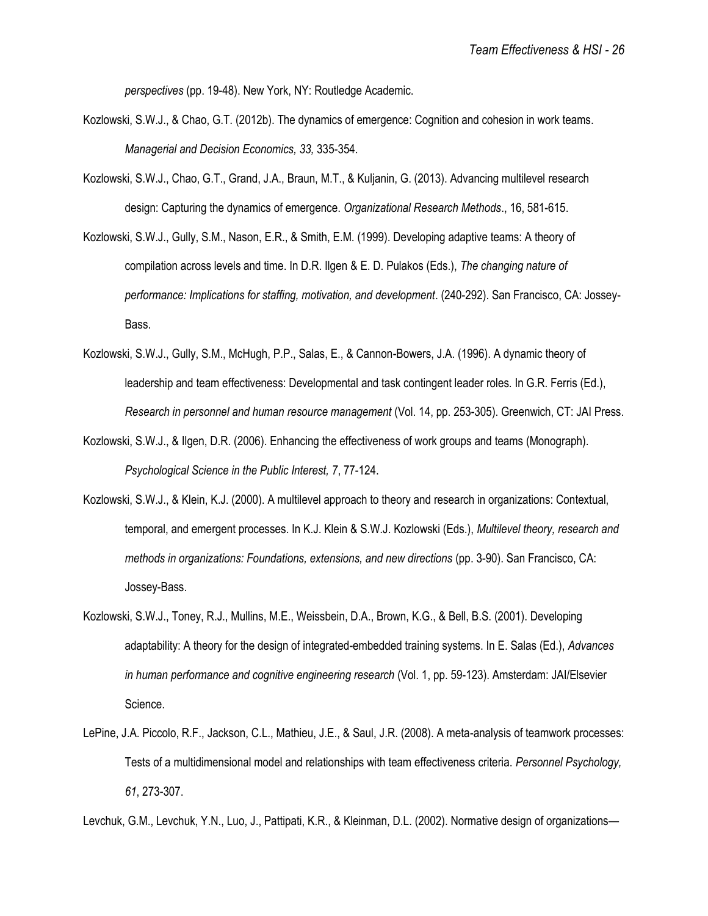*perspectives* (pp. 19-48). New York, NY: Routledge Academic.

Kozlowski, S.W.J., & Chao, G.T. (2012b). The dynamics of emergence: Cognition and cohesion in work teams. *Managerial and Decision Economics, 33,* 335-354.

Kozlowski, S.W.J., Chao, G.T., Grand, J.A., Braun, M.T., & Kuljanin, G. (2013). Advancing multilevel research design: Capturing the dynamics of emergence. *Organizational Research Methods*., 16, 581-615.

Kozlowski, S.W.J., Gully, S.M., Nason, E.R., & Smith, E.M. (1999). Developing adaptive teams: A theory of compilation across levels and time. In D.R. Ilgen & E. D. Pulakos (Eds.), *The changing nature of performance: Implications for staffing, motivation, and development*. (240-292). San Francisco, CA: Jossey-Bass.

Kozlowski, S.W.J., Gully, S.M., McHugh, P.P., Salas, E., & Cannon-Bowers, J.A. (1996). A dynamic theory of leadership and team effectiveness: Developmental and task contingent leader roles. In G.R. Ferris (Ed.), *Research in personnel and human resource management* (Vol. 14, pp. 253-305). Greenwich, CT: JAI Press.

Kozlowski, S.W.J., & Ilgen, D.R. (2006). Enhancing the effectiveness of work groups and teams (Monograph). *Psychological Science in the Public Interest, 7*, 77-124.

Kozlowski, S.W.J., & Klein, K.J. (2000). A multilevel approach to theory and research in organizations: Contextual, temporal, and emergent processes. In K.J. Klein & S.W.J. Kozlowski (Eds.), *Multilevel theory, research and methods in organizations: Foundations, extensions, and new directions* (pp. 3-90). San Francisco, CA: Jossey-Bass.

Kozlowski, S.W.J., Toney, R.J., Mullins, M.E., Weissbein, D.A., Brown, K.G., & Bell, B.S. (2001). Developing adaptability: A theory for the design of integrated-embedded training systems. In E. Salas (Ed.), *Advances in human performance and cognitive engineering research* (Vol. 1, pp. 59-123). Amsterdam: JAI/Elsevier Science.

LePine, J.A. Piccolo, R.F., Jackson, C.L., Mathieu, J.E., & Saul, J.R. (2008). A meta-analysis of teamwork processes: Tests of a multidimensional model and relationships with team effectiveness criteria. *Personnel Psychology, 61*, 273-307.

Levchuk, G.M., Levchuk, Y.N., Luo, J., Pattipati, K.R., & Kleinman, D.L. (2002). Normative design of organizations—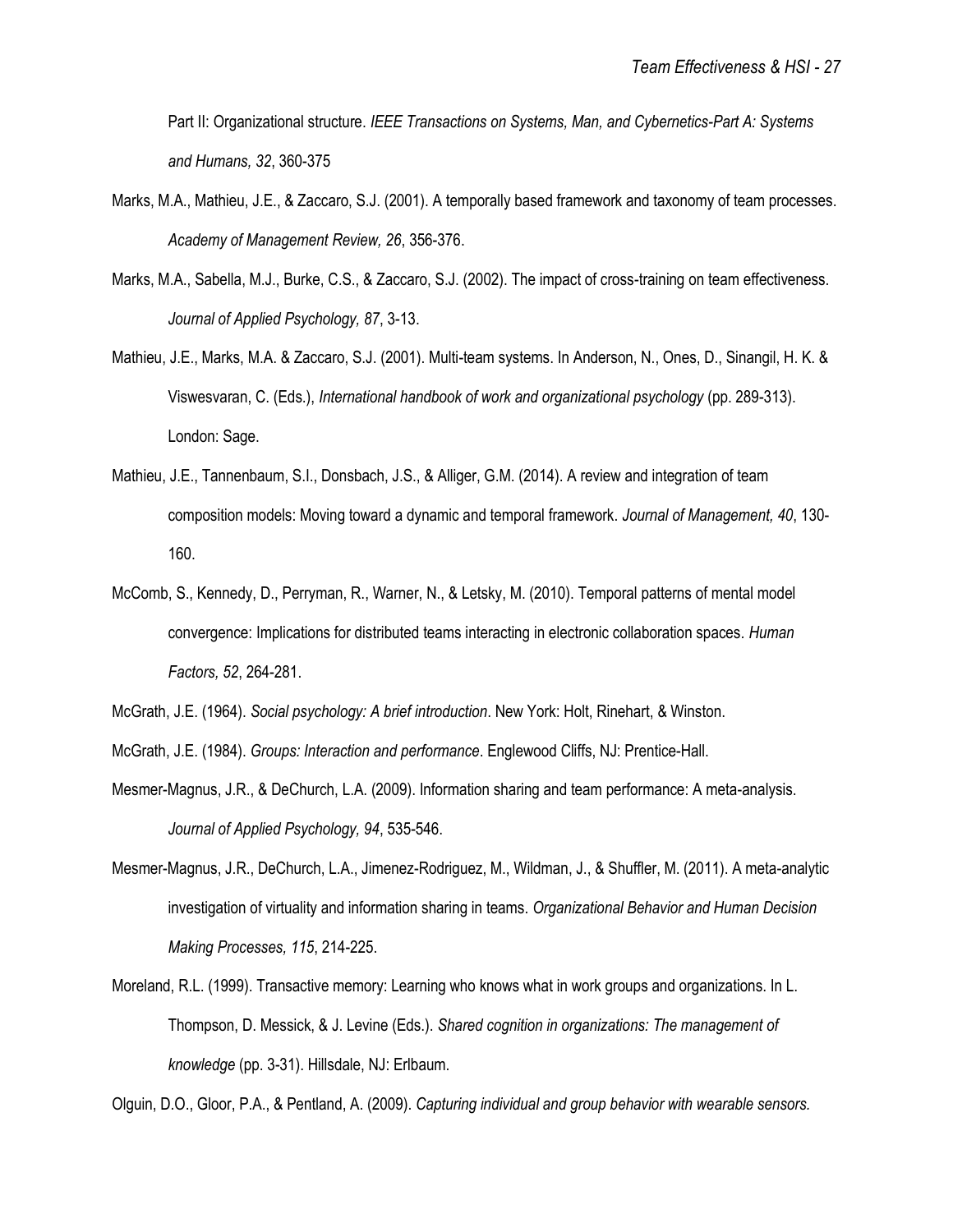Part II: Organizational structure. *IEEE Transactions on Systems, Man, and Cybernetics-Part A: Systems and Humans, 32*, 360-375

Marks, M.A., Mathieu, J.E., & Zaccaro, S.J. (2001). A temporally based framework and taxonomy of team processes. *Academy of Management Review, 26*, 356-376.

Marks, M.A., Sabella, M.J., Burke, C.S., & Zaccaro, S.J. (2002). The impact of cross-training on team effectiveness. *Journal of Applied Psychology, 87*, 3-13.

Mathieu, J.E., Marks, M.A. & Zaccaro, S.J. (2001). Multi-team systems. In Anderson, N., Ones, D., Sinangil, H. K. & Viswesvaran, C. (Eds.), *International handbook of work and organizational psychology* (pp. 289-313). London: Sage.

Mathieu, J.E., Tannenbaum, S.I., Donsbach, J.S., & Alliger, G.M. (2014). A review and integration of team composition models: Moving toward a dynamic and temporal framework. *Journal of Management, 40*, 130-160.

McComb, S., Kennedy, D., Perryman, R., Warner, N., & Letsky, M. (2010). Temporal patterns of mental model convergence: Implications for distributed teams interacting in electronic collaboration spaces. *Human Factors, 52*, 264-281.

McGrath, J.E. (1964). *Social psychology: A brief introduction*. New York: Holt, Rinehart, & Winston.

McGrath, J.E. (1984). *Groups: Interaction and performance*. Englewood Cliffs, NJ: Prentice-Hall.

Mesmer-Magnus, J.R., & DeChurch, L.A. (2009). Information sharing and team performance: A meta-analysis. *Journal of Applied Psychology, 94*, 535-546.

Mesmer-Magnus, J.R., DeChurch, L.A., Jimenez-Rodriguez, M., Wildman, J., & Shuffler, M. (2011). A meta-analytic investigation of virtuality and information sharing in teams. *Organizational Behavior and Human Decision Making Processes, 115*, 214-225.

Moreland, R.L. (1999). Transactive memory: Learning who knows what in work groups and organizations. In L. Thompson, D. Messick, & J. Levine (Eds.). *Shared cognition in organizations: The management of knowledge* (pp. 3-31). Hillsdale, NJ: Erlbaum.

Olguin, D.O., Gloor, P.A., & Pentland, A. (2009). *Capturing individual and group behavior with wearable sensors.*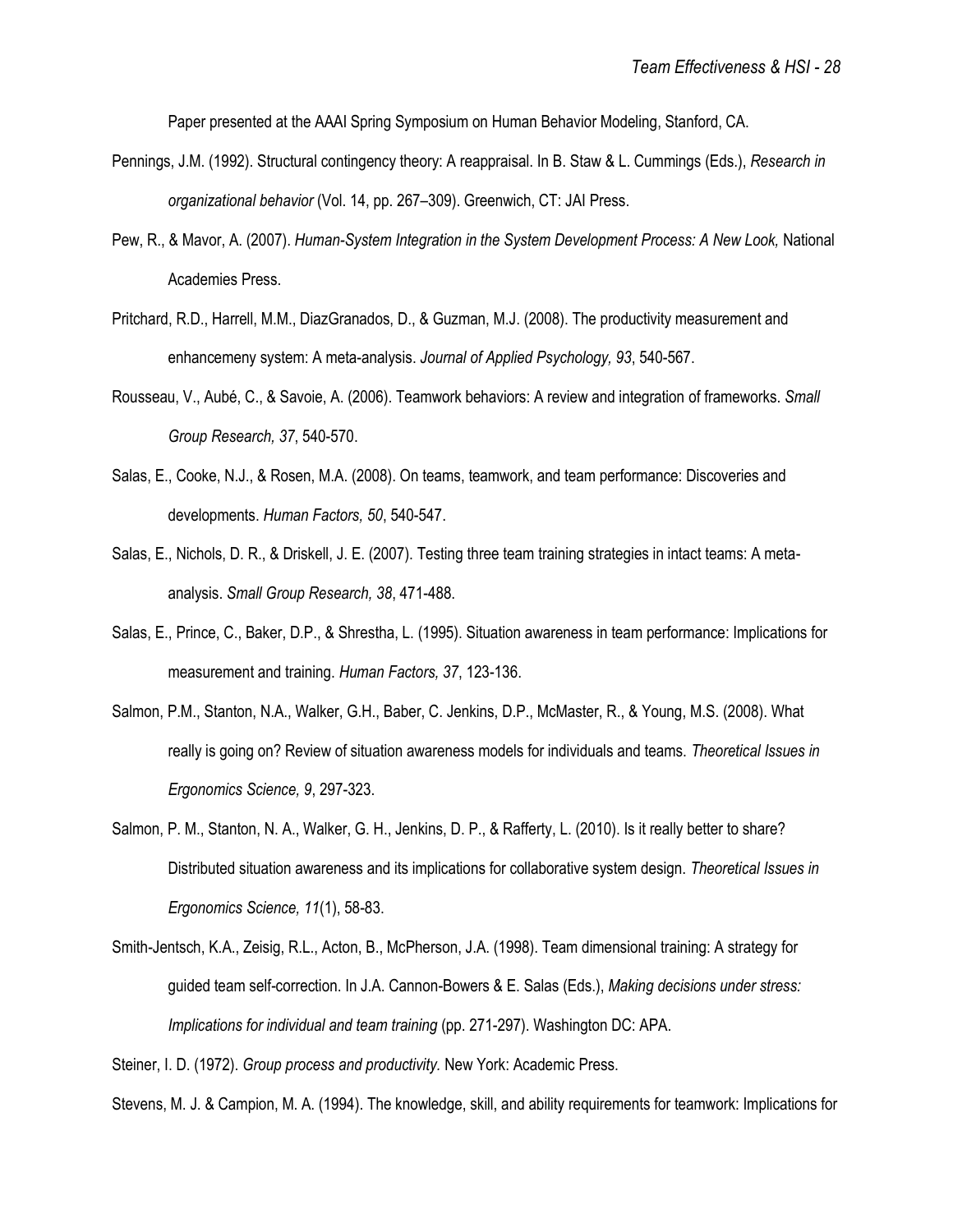Paper presented at the AAAI Spring Symposium on Human Behavior Modeling, Stanford, CA.

Pennings, J.M. (1992). Structural contingency theory: A reappraisal. In B. Staw & L. Cummings (Eds.), *Research in organizational behavior* (Vol. 14, pp. 267–309). Greenwich, CT: JAI Press.

Pew, R., & Mavor, A. (2007). *Human-System Integration in the System Development Process: A New Look,* National Academies Press.

Pritchard, R.D., Harrell, M.M., DiazGranados, D., & Guzman, M.J. (2008). The productivity measurement and enhancemeny system: A meta-analysis. *Journal of Applied Psychology, 93*, 540-567.

Rousseau, V., Aubé, C., & Savoie, A. (2006). Teamwork behaviors: A review and integration of frameworks. *Small Group Research, 37*, 540-570.

Salas, E., Cooke, N.J., & Rosen, M.A. (2008). On teams, teamwork, and team performance: Discoveries and developments. *Human Factors, 50*, 540-547.

Salas, E., Nichols, D. R., & Driskell, J. E. (2007). Testing three team training strategies in intact teams: A meta-analysis. *Small Group Research, 38*, 471-488.

Salas, E., Prince, C., Baker, D.P., & Shrestha, L. (1995). Situation awareness in team performance: Implications for measurement and training. *Human Factors, 37*, 123-136.

Salmon, P.M., Stanton, N.A., Walker, G.H., Baber, C. Jenkins, D.P., McMaster, R., & Young, M.S. (2008). What really is going on? Review of situation awareness models for individuals and teams. *Theoretical Issues in Ergonomics Science, 9*, 297-323.

Salmon, P. M., Stanton, N. A., Walker, G. H., Jenkins, D. P., & Rafferty, L. (2010). Is it really better to share? Distributed situation awareness and its implications for collaborative system design. *Theoretical Issues in Ergonomics Science, 11*(1), 58-83.

Smith-Jentsch, K.A., Zeisig, R.L., Acton, B., McPherson, J.A. (1998). Team dimensional training: A strategy for guided team self-correction. In J.A. Cannon-Bowers & E. Salas (Eds.), *Making decisions under stress: Implications for individual and team training* (pp. 271-297). Washington DC: APA.

Steiner, I. D. (1972). *Group process and productivity.* New York: Academic Press.

Stevens, M. J. & Campion, M. A. (1994). The knowledge, skill, and ability requirements for teamwork: Implications for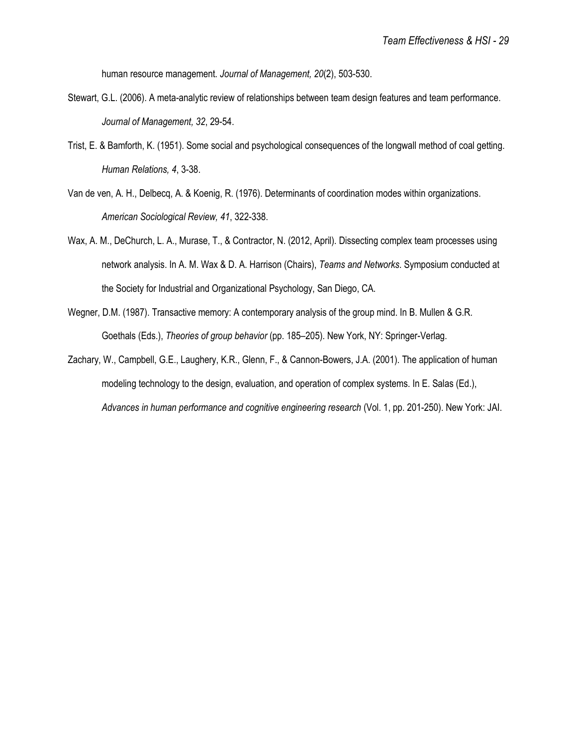human resource management. *Journal of Management, 20*(2), 503-530.

Stewart, G.L. (2006). A meta-analytic review of relationships between team design features and team performance. *Journal of Management, 32*, 29-54.

Trist, E. & Bamforth, K. (1951). Some social and psychological consequences of the longwall method of coal getting. *Human Relations, 4*, 3-38.

Van de ven, A. H., Delbecq, A. & Koenig, R. (1976). Determinants of coordination modes within organizations. *American Sociological Review, 41*, 322-338.

Wax, A. M., DeChurch, L. A., Murase, T., & Contractor, N. (2012, April). Dissecting complex team processes using network analysis. In A. M. Wax & D. A. Harrison (Chairs), *Teams and Networks*. Symposium conducted at the Society for Industrial and Organizational Psychology, San Diego, CA.

Wegner, D.M. (1987). Transactive memory: A contemporary analysis of the group mind. In B. Mullen & G.R. Goethals (Eds.), *Theories of group behavior* (pp. 185–205). New York, NY: Springer-Verlag.

Zachary, W., Campbell, G.E., Laughery, K.R., Glenn, F., & Cannon-Bowers, J.A. (2001). The application of human modeling technology to the design, evaluation, and operation of complex systems. In E. Salas (Ed.), *Advances in human performance and cognitive engineering research* (Vol. 1, pp. 201-250). New York: JAI.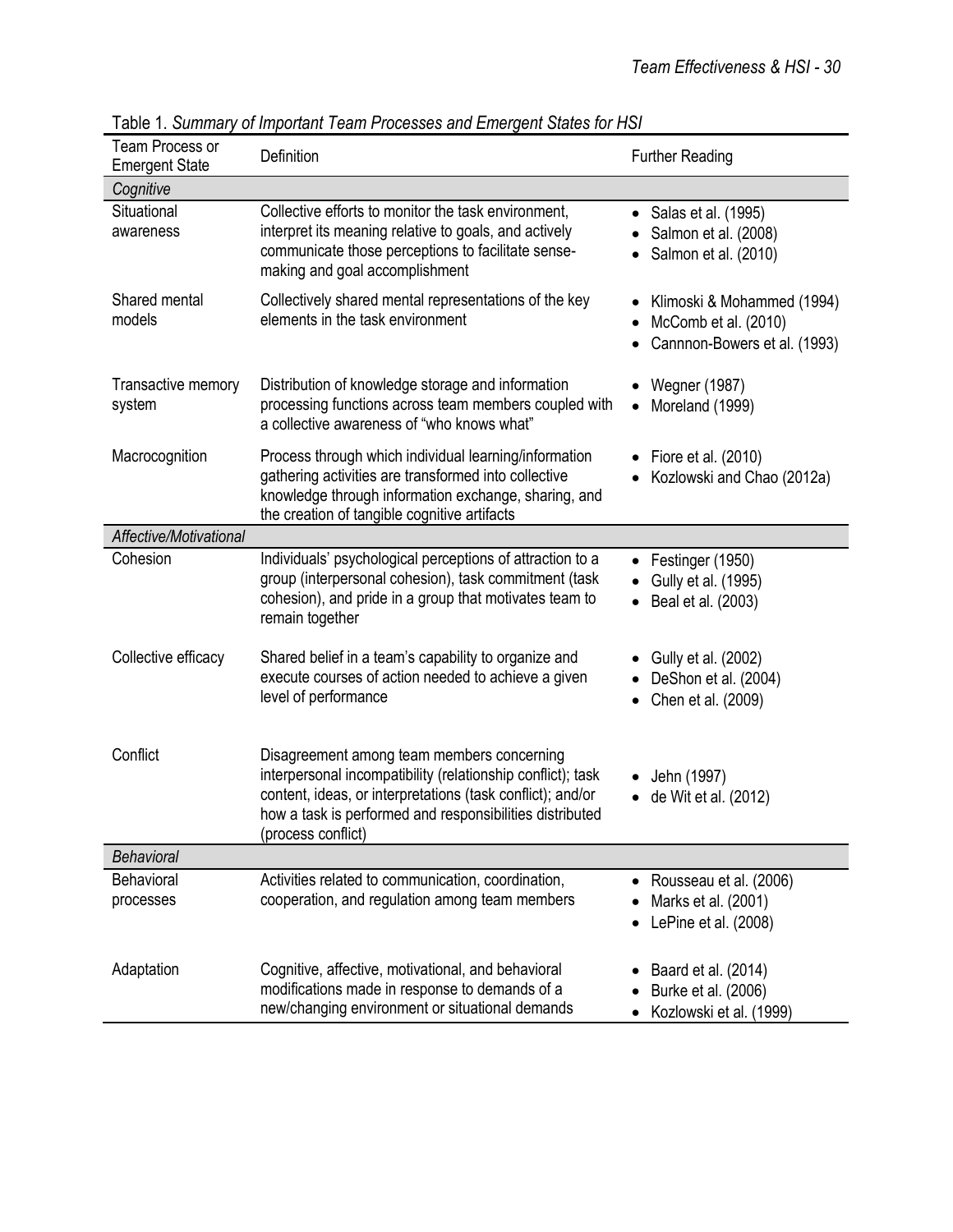Table 1. *Summary of Important Team Processes and Emergent States for HSI*

| Team Process or Emergent State | Definition | Further Reading |
|---|---|---|
| *Cognitive* | | |
| Situational awareness | Collective efforts to monitor the task environment, interpret its meaning relative to goals, and actively communicate those perceptions to facilitate sense-making and goal accomplishment | • Salas et al. (1995)<br>• Salmon et al. (2008)<br>• Salmon et al. (2010) |
| Shared mental models | Collectively shared mental representations of the key elements in the task environment | • Klimoski & Mohammed (1994)<br>• McComb et al. (2010)<br>• Cannnon-Bowers et al. (1993) |
| Transactive memory system | Distribution of knowledge storage and information processing functions across team members coupled with a collective awareness of "who knows what" | • Wegner (1987)<br>• Moreland (1999) |
| Macrocognition | Process through which individual learning/information gathering activities are transformed into collective knowledge through information exchange, sharing, and the creation of tangible cognitive artifacts | • Fiore et al. (2010)<br>• Kozlowski and Chao (2012a) |
| *Affective/Motivational* | | |
| Cohesion | Individuals' psychological perceptions of attraction to a group (interpersonal cohesion), task commitment (task cohesion), and pride in a group that motivates team to remain together | • Festinger (1950)<br>• Gully et al. (1995)<br>• Beal et al. (2003) |
| Collective efficacy | Shared belief in a team's capability to organize and execute courses of action needed to achieve a given level of performance | • Gully et al. (2002)<br>• DeShon et al. (2004)<br>• Chen et al. (2009) |
| Conflict | Disagreement among team members concerning interpersonal incompatibility (relationship conflict); task content, ideas, or interpretations (task conflict); and/or how a task is performed and responsibilities distributed (process conflict) | • Jehn (1997)<br>• de Wit et al. (2012) |
| *Behavioral* | | |
| Behavioral processes | Activities related to communication, coordination, cooperation, and regulation among team members | • Rousseau et al. (2006)<br>• Marks et al. (2001)<br>• LePine et al. (2008) |
| Adaptation | Cognitive, affective, motivational, and behavioral modifications made in response to demands of a new/changing environment or situational demands | • Baard et al. (2014)<br>• Burke et al. (2006)<br>• Kozlowski et al. (1999) |